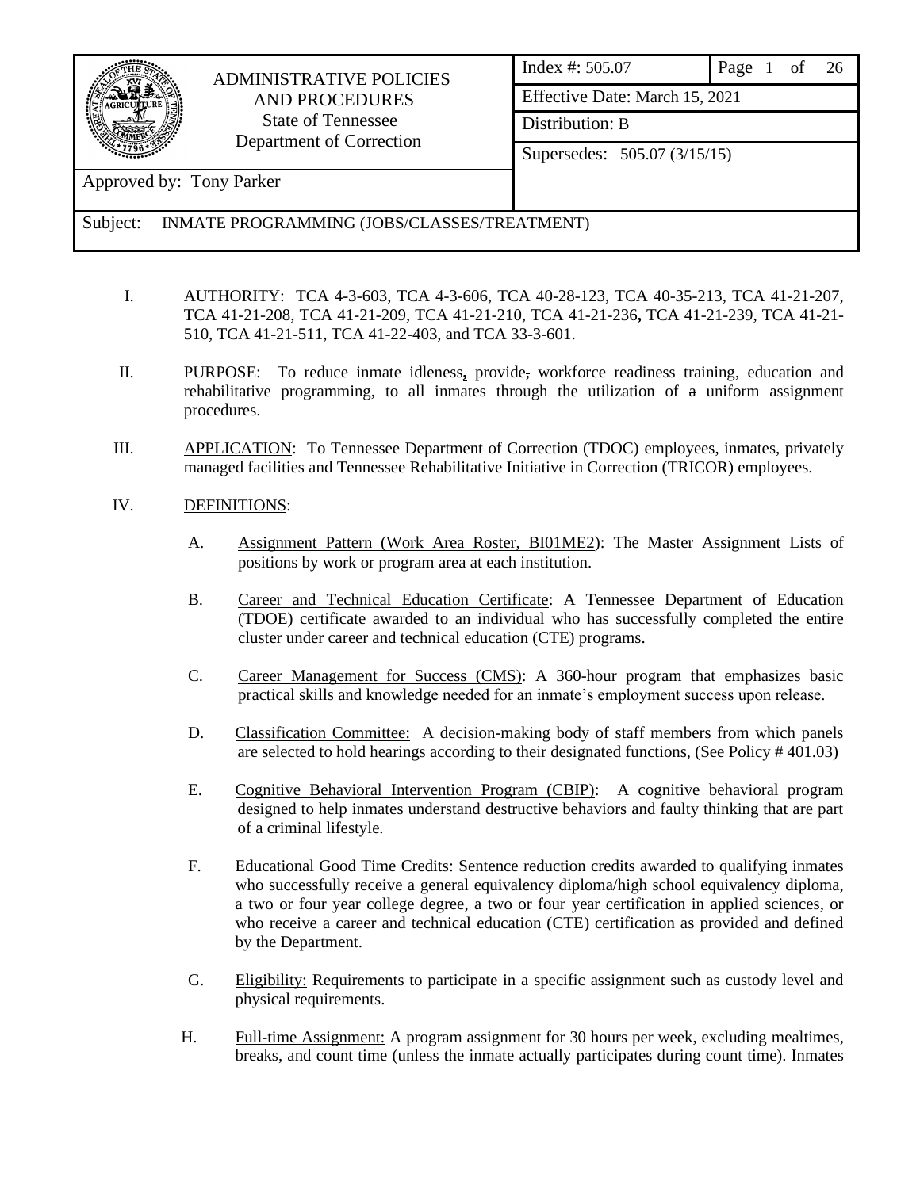| ADMINISTRATIVE POLICIES AND PROCEDURES State of Tennessee Department of Correction | Index #: 505.07 | Page 1 of 26 |
|---|---|---|
| | Effective Date: March 15, 2021 | |
| | Distribution: B | |
| | Supersedes: 505.07 (3/15/15) | |
| Approved by: Tony Parker | | |
| Subject: INMATE PROGRAMMING (JOBS/CLASSES/TREATMENT) | | |

I. AUTHORITY: TCA 4-3-603, TCA 4-3-606, TCA 40-28-123, TCA 40-35-213, TCA 41-21-207, TCA 41-21-208, TCA 41-21-209, TCA 41-21-210, TCA 41-21-236, TCA 41-21-239, TCA 41-21-510, TCA 41-21-511, TCA 41-22-403, and TCA 33-3-601.

II. PURPOSE: To reduce inmate idleness, provide, workforce readiness training, education and rehabilitative programming, to all inmates through the utilization of ~~a~~ uniform assignment procedures.

III. APPLICATION: To Tennessee Department of Correction (TDOC) employees, inmates, privately managed facilities and Tennessee Rehabilitative Initiative in Correction (TRICOR) employees.

IV. DEFINITIONS:

A. Assignment Pattern (Work Area Roster, BI01ME2): The Master Assignment Lists of positions by work or program area at each institution.

B. Career and Technical Education Certificate: A Tennessee Department of Education (TDOE) certificate awarded to an individual who has successfully completed the entire cluster under career and technical education (CTE) programs.

C. Career Management for Success (CMS): A 360-hour program that emphasizes basic practical skills and knowledge needed for an inmate's employment success upon release.

D. Classification Committee: A decision-making body of staff members from which panels are selected to hold hearings according to their designated functions, (See Policy # 401.03)

E. Cognitive Behavioral Intervention Program (CBIP): A cognitive behavioral program designed to help inmates understand destructive behaviors and faulty thinking that are part of a criminal lifestyle.

F. Educational Good Time Credits: Sentence reduction credits awarded to qualifying inmates who successfully receive a general equivalency diploma/high school equivalency diploma, a two or four year college degree, a two or four year certification in applied sciences, or who receive a career and technical education (CTE) certification as provided and defined by the Department.

G. Eligibility: Requirements to participate in a specific assignment such as custody level and physical requirements.

H. Full-time Assignment: A program assignment for 30 hours per week, excluding mealtimes, breaks, and count time (unless the inmate actually participates during count time). Inmates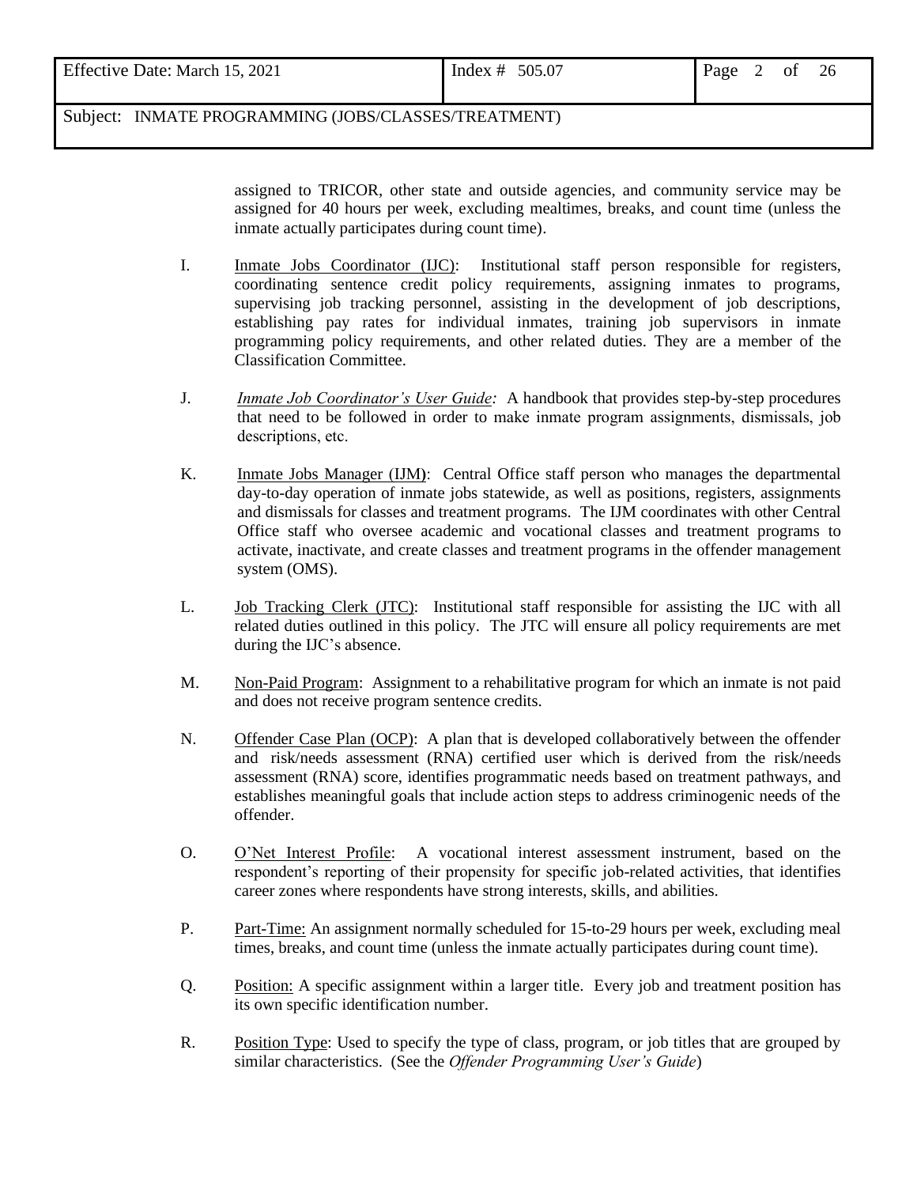assigned to TRICOR, other state and outside agencies, and community service may be assigned for 40 hours per week, excluding mealtimes, breaks, and count time (unless the inmate actually participates during count time).

I. Inmate Jobs Coordinator (IJC): Institutional staff person responsible for registers, coordinating sentence credit policy requirements, assigning inmates to programs, supervising job tracking personnel, assisting in the development of job descriptions, establishing pay rates for individual inmates, training job supervisors in inmate programming policy requirements, and other related duties. They are a member of the Classification Committee.

J. *Inmate Job Coordinator's User Guide:* A handbook that provides step-by-step procedures that need to be followed in order to make inmate program assignments, dismissals, job descriptions, etc.

K. Inmate Jobs Manager (IJM): Central Office staff person who manages the departmental day-to-day operation of inmate jobs statewide, as well as positions, registers, assignments and dismissals for classes and treatment programs. The IJM coordinates with other Central Office staff who oversee academic and vocational classes and treatment programs to activate, inactivate, and create classes and treatment programs in the offender management system (OMS).

L. Job Tracking Clerk (JTC): Institutional staff responsible for assisting the IJC with all related duties outlined in this policy. The JTC will ensure all policy requirements are met during the IJC's absence.

M. Non-Paid Program: Assignment to a rehabilitative program for which an inmate is not paid and does not receive program sentence credits.

N. Offender Case Plan (OCP): A plan that is developed collaboratively between the offender and risk/needs assessment (RNA) certified user which is derived from the risk/needs assessment (RNA) score, identifies programmatic needs based on treatment pathways, and establishes meaningful goals that include action steps to address criminogenic needs of the offender.

O. O'Net Interest Profile: A vocational interest assessment instrument, based on the respondent's reporting of their propensity for specific job-related activities, that identifies career zones where respondents have strong interests, skills, and abilities.

P. Part-Time: An assignment normally scheduled for 15-to-29 hours per week, excluding meal times, breaks, and count time (unless the inmate actually participates during count time).

Q. Position: A specific assignment within a larger title. Every job and treatment position has its own specific identification number.

R. Position Type: Used to specify the type of class, program, or job titles that are grouped by similar characteristics. (See the *Offender Programming User's Guide*)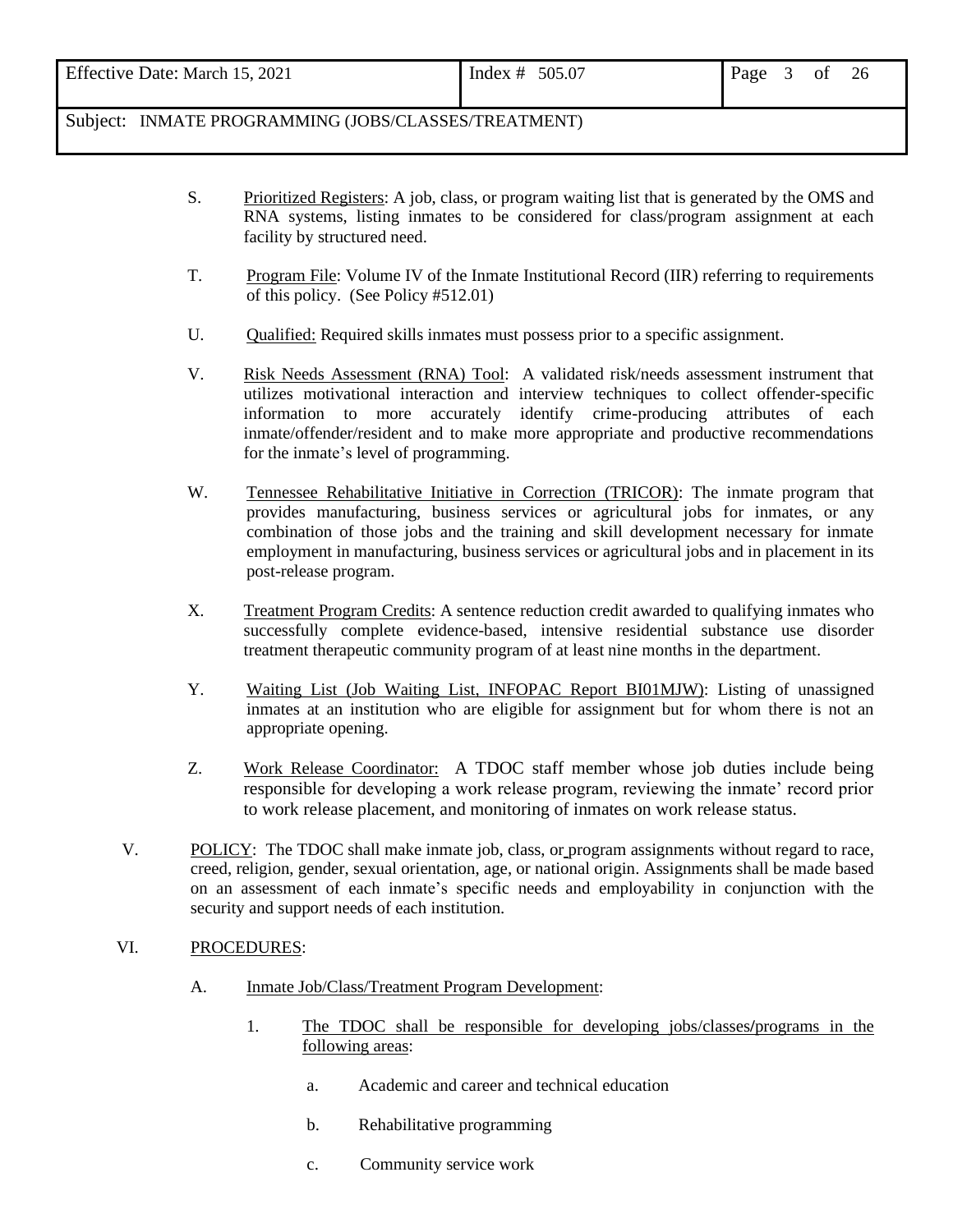S. Prioritized Registers: A job, class, or program waiting list that is generated by the OMS and RNA systems, listing inmates to be considered for class/program assignment at each facility by structured need.

T. Program File: Volume IV of the Inmate Institutional Record (IIR) referring to requirements of this policy. (See Policy #512.01)

U. Qualified: Required skills inmates must possess prior to a specific assignment.

V. Risk Needs Assessment (RNA) Tool: A validated risk/needs assessment instrument that utilizes motivational interaction and interview techniques to collect offender-specific information to more accurately identify crime-producing attributes of each inmate/offender/resident and to make more appropriate and productive recommendations for the inmate's level of programming.

W. Tennessee Rehabilitative Initiative in Correction (TRICOR): The inmate program that provides manufacturing, business services or agricultural jobs for inmates, or any combination of those jobs and the training and skill development necessary for inmate employment in manufacturing, business services or agricultural jobs and in placement in its post-release program.

X. Treatment Program Credits: A sentence reduction credit awarded to qualifying inmates who successfully complete evidence-based, intensive residential substance use disorder treatment therapeutic community program of at least nine months in the department.

Y. Waiting List (Job Waiting List, INFOPAC Report BI01MJW): Listing of unassigned inmates at an institution who are eligible for assignment but for whom there is not an appropriate opening.

Z. Work Release Coordinator: A TDOC staff member whose job duties include being responsible for developing a work release program, reviewing the inmate' record prior to work release placement, and monitoring of inmates on work release status.

## V. POLICY:

The TDOC shall make inmate job, class, or program assignments without regard to race, creed, religion, gender, sexual orientation, age, or national origin. Assignments shall be made based on an assessment of each inmate's specific needs and employability in conjunction with the security and support needs of each institution.

## VI. PROCEDURES:

A. Inmate Job/Class/Treatment Program Development:

1. The TDOC shall be responsible for developing jobs/classes/programs in the following areas:

   a. Academic and career and technical education

   b. Rehabilitative programming

   c. Community service work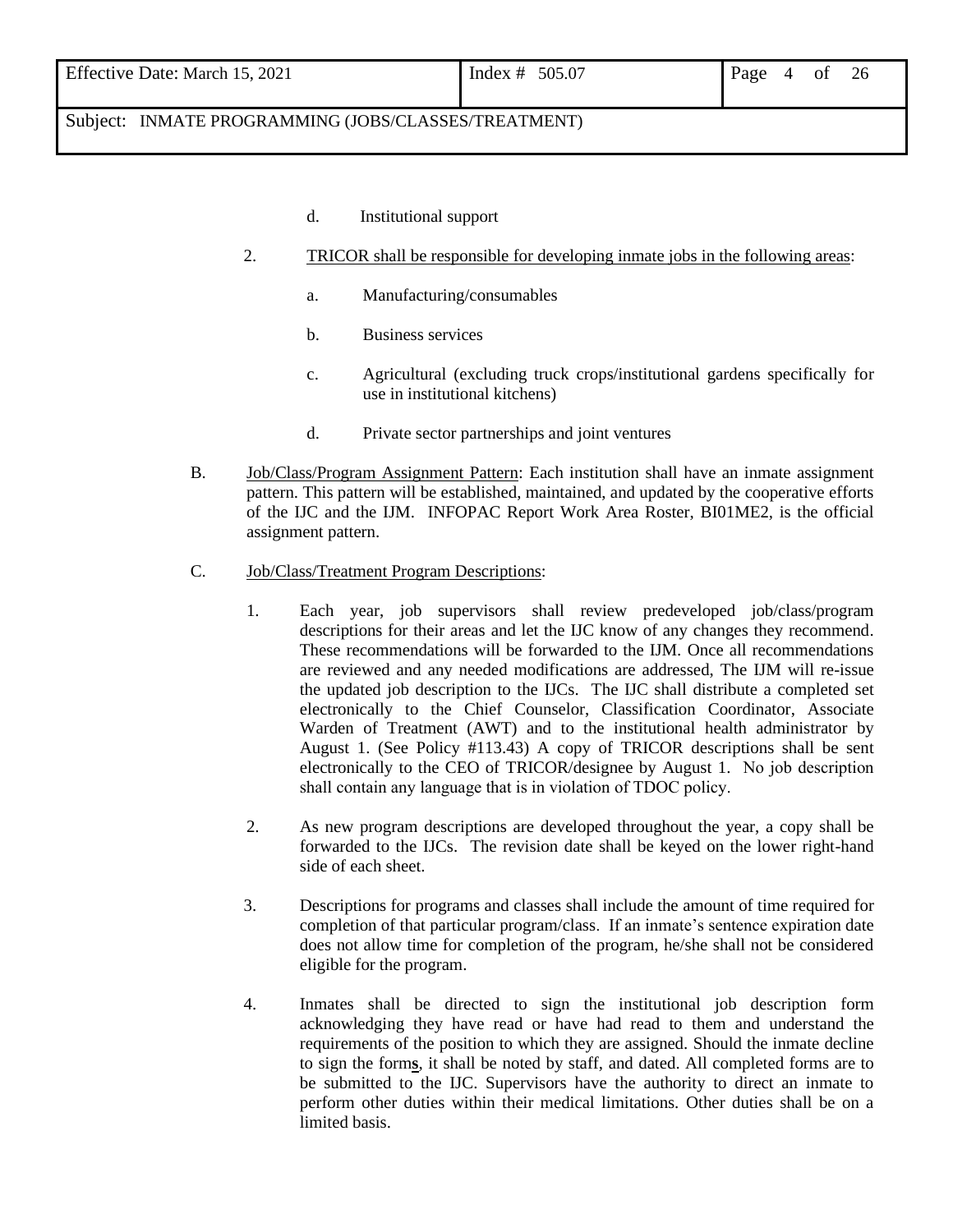d. Institutional support

2. TRICOR shall be responsible for developing inmate jobs in the following areas:

   a. Manufacturing/consumables

   b. Business services

   c. Agricultural (excluding truck crops/institutional gardens specifically for use in institutional kitchens)

   d. Private sector partnerships and joint ventures

B. Job/Class/Program Assignment Pattern: Each institution shall have an inmate assignment pattern. This pattern will be established, maintained, and updated by the cooperative efforts of the IJC and the IJM. INFOPAC Report Work Area Roster, BI01ME2, is the official assignment pattern.

C. Job/Class/Treatment Program Descriptions:

1. Each year, job supervisors shall review predeveloped job/class/program descriptions for their areas and let the IJC know of any changes they recommend. These recommendations will be forwarded to the IJM. Once all recommendations are reviewed and any needed modifications are addressed, The IJM will re-issue the updated job description to the IJCs. The IJC shall distribute a completed set electronically to the Chief Counselor, Classification Coordinator, Associate Warden of Treatment (AWT) and to the institutional health administrator by August 1. (See Policy #113.43) A copy of TRICOR descriptions shall be sent electronically to the CEO of TRICOR/designee by August 1. No job description shall contain any language that is in violation of TDOC policy.

2. As new program descriptions are developed throughout the year, a copy shall be forwarded to the IJCs. The revision date shall be keyed on the lower right-hand side of each sheet.

3. Descriptions for programs and classes shall include the amount of time required for completion of that particular program/class. If an inmate's sentence expiration date does not allow time for completion of the program, he/she shall not be considered eligible for the program.

4. Inmates shall be directed to sign the institutional job description form acknowledging they have read or have had read to them and understand the requirements of the position to which they are assigned. Should the inmate decline to sign the form**s**, it shall be noted by staff, and dated. All completed forms are to be submitted to the IJC. Supervisors have the authority to direct an inmate to perform other duties within their medical limitations. Other duties shall be on a limited basis.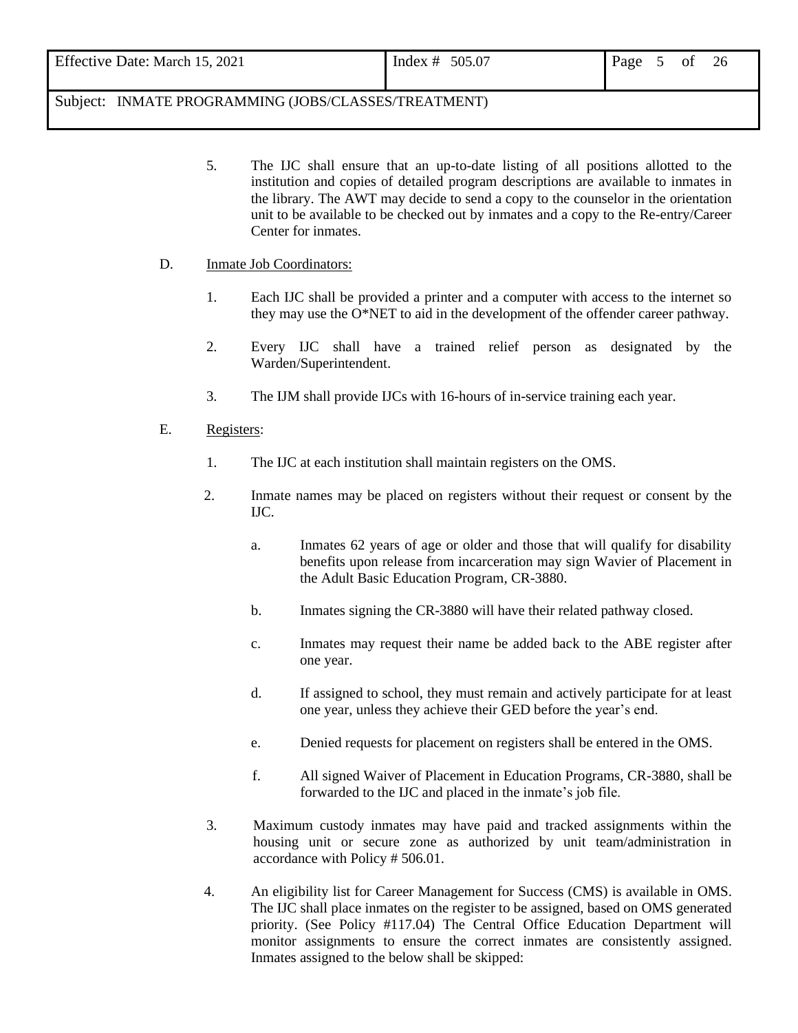5. The IJC shall ensure that an up-to-date listing of all positions allotted to the institution and copies of detailed program descriptions are available to inmates in the library. The AWT may decide to send a copy to the counselor in the orientation unit to be available to be checked out by inmates and a copy to the Re-entry/Career Center for inmates.

D. Inmate Job Coordinators:

1. Each IJC shall be provided a printer and a computer with access to the internet so they may use the O*NET to aid in the development of the offender career pathway.

2. Every IJC shall have a trained relief person as designated by the Warden/Superintendent.

3. The IJM shall provide IJCs with 16-hours of in-service training each year.

E. Registers:

1. The IJC at each institution shall maintain registers on the OMS.

2. Inmate names may be placed on registers without their request or consent by the IJC.

   a. Inmates 62 years of age or older and those that will qualify for disability benefits upon release from incarceration may sign Wavier of Placement in the Adult Basic Education Program, CR-3880.

   b. Inmates signing the CR-3880 will have their related pathway closed.

   c. Inmates may request their name be added back to the ABE register after one year.

   d. If assigned to school, they must remain and actively participate for at least one year, unless they achieve their GED before the year's end.

   e. Denied requests for placement on registers shall be entered in the OMS.

   f. All signed Waiver of Placement in Education Programs, CR-3880, shall be forwarded to the IJC and placed in the inmate's job file.

3. Maximum custody inmates may have paid and tracked assignments within the housing unit or secure zone as authorized by unit team/administration in accordance with Policy # 506.01.

4. An eligibility list for Career Management for Success (CMS) is available in OMS. The IJC shall place inmates on the register to be assigned, based on OMS generated priority. (See Policy #117.04) The Central Office Education Department will monitor assignments to ensure the correct inmates are consistently assigned. Inmates assigned to the below shall be skipped: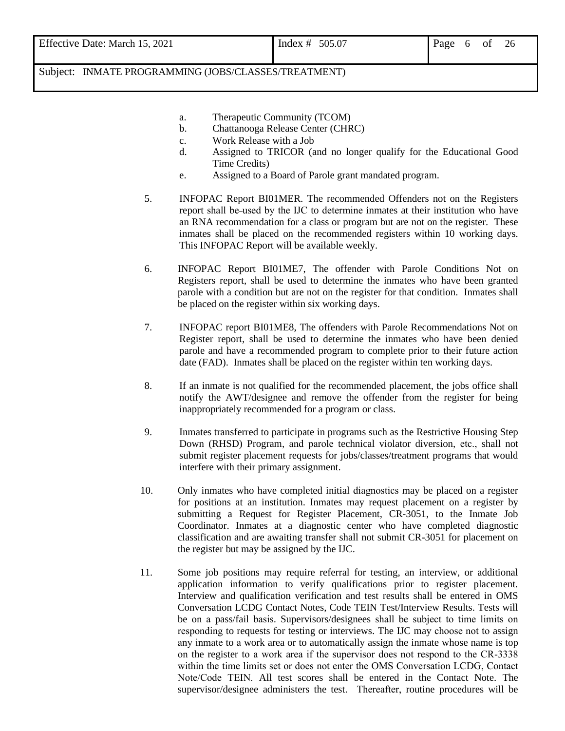a. Therapeutic Community (TCOM)
b. Chattanooga Release Center (CHRC)
c. Work Release with a Job
d. Assigned to TRICOR (and no longer qualify for the Educational Good Time Credits)
e. Assigned to a Board of Parole grant mandated program.

5. INFOPAC Report BI01MER. The recommended Offenders not on the Registers report shall be used by the IJC to determine inmates at their institution who have an RNA recommendation for a class or program but are not on the register. These inmates shall be placed on the recommended registers within 10 working days. This INFOPAC Report will be available weekly.

6. INFOPAC Report BI01ME7, The offender with Parole Conditions Not on Registers report, shall be used to determine the inmates who have been granted parole with a condition but are not on the register for that condition. Inmates shall be placed on the register within six working days.

7. INFOPAC report BI01ME8, The offenders with Parole Recommendations Not on Register report, shall be used to determine the inmates who have been denied parole and have a recommended program to complete prior to their future action date (FAD). Inmates shall be placed on the register within ten working days.

8. If an inmate is not qualified for the recommended placement, the jobs office shall notify the AWT/designee and remove the offender from the register for being inappropriately recommended for a program or class.

9. Inmates transferred to participate in programs such as the Restrictive Housing Step Down (RHSD) Program, and parole technical violator diversion, etc., shall not submit register placement requests for jobs/classes/treatment programs that would interfere with their primary assignment.

10. Only inmates who have completed initial diagnostics may be placed on a register for positions at an institution. Inmates may request placement on a register by submitting a Request for Register Placement, CR-3051, to the Inmate Job Coordinator. Inmates at a diagnostic center who have completed diagnostic classification and are awaiting transfer shall not submit CR-3051 for placement on the register but may be assigned by the IJC.

11. Some job positions may require referral for testing, an interview, or additional application information to verify qualifications prior to register placement. Interview and qualification verification and test results shall be entered in OMS Conversation LCDG Contact Notes, Code TEIN Test/Interview Results. Tests will be on a pass/fail basis. Supervisors/designees shall be subject to time limits on responding to requests for testing or interviews. The IJC may choose not to assign any inmate to a work area or to automatically assign the inmate whose name is top on the register to a work area if the supervisor does not respond to the CR-3338 within the time limits set or does not enter the OMS Conversation LCDG, Contact Note/Code TEIN. All test scores shall be entered in the Contact Note. The supervisor/designee administers the test. Thereafter, routine procedures will be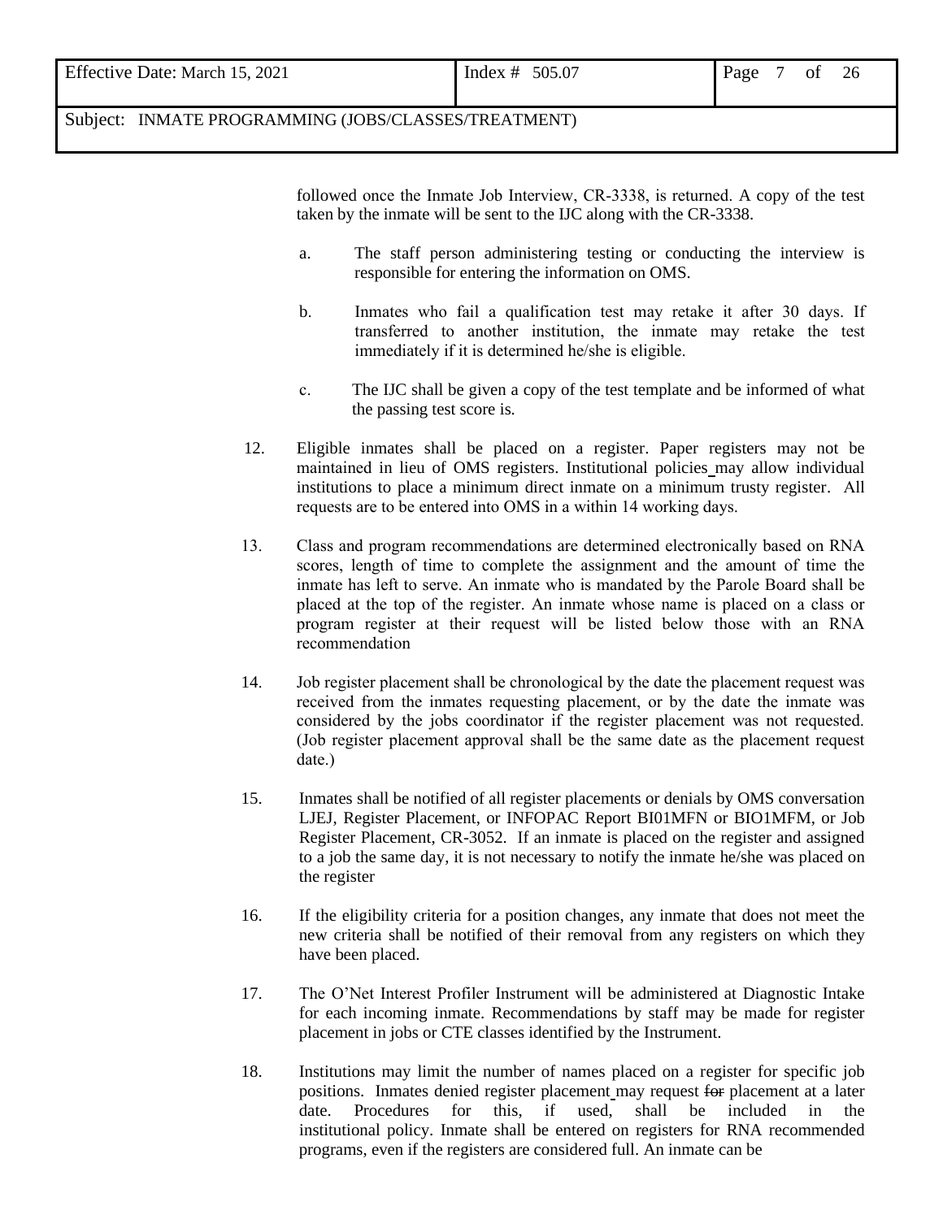followed once the Inmate Job Interview, CR-3338, is returned. A copy of the test taken by the inmate will be sent to the IJC along with the CR-3338.

a. The staff person administering testing or conducting the interview is responsible for entering the information on OMS.

b. Inmates who fail a qualification test may retake it after 30 days. If transferred to another institution, the inmate may retake the test immediately if it is determined he/she is eligible.

c. The IJC shall be given a copy of the test template and be informed of what the passing test score is.

12. Eligible inmates shall be placed on a register. Paper registers may not be maintained in lieu of OMS registers. Institutional policies may allow individual institutions to place a minimum direct inmate on a minimum trusty register. All requests are to be entered into OMS in a within 14 working days.

13. Class and program recommendations are determined electronically based on RNA scores, length of time to complete the assignment and the amount of time the inmate has left to serve. An inmate who is mandated by the Parole Board shall be placed at the top of the register. An inmate whose name is placed on a class or program register at their request will be listed below those with an RNA recommendation

14. Job register placement shall be chronological by the date the placement request was received from the inmates requesting placement, or by the date the inmate was considered by the jobs coordinator if the register placement was not requested. (Job register placement approval shall be the same date as the placement request date.)

15. Inmates shall be notified of all register placements or denials by OMS conversation LJEJ, Register Placement, or INFOPAC Report BI01MFN or BIO1MFM, or Job Register Placement, CR-3052. If an inmate is placed on the register and assigned to a job the same day, it is not necessary to notify the inmate he/she was placed on the register

16. If the eligibility criteria for a position changes, any inmate that does not meet the new criteria shall be notified of their removal from any registers on which they have been placed.

17. The O'Net Interest Profiler Instrument will be administered at Diagnostic Intake for each incoming inmate. Recommendations by staff may be made for register placement in jobs or CTE classes identified by the Instrument.

18. Institutions may limit the number of names placed on a register for specific job positions. Inmates denied register placement may request ~~for~~ placement at a later date. Procedures for this, if used, shall be included in the institutional policy. Inmate shall be entered on registers for RNA recommended programs, even if the registers are considered full. An inmate can be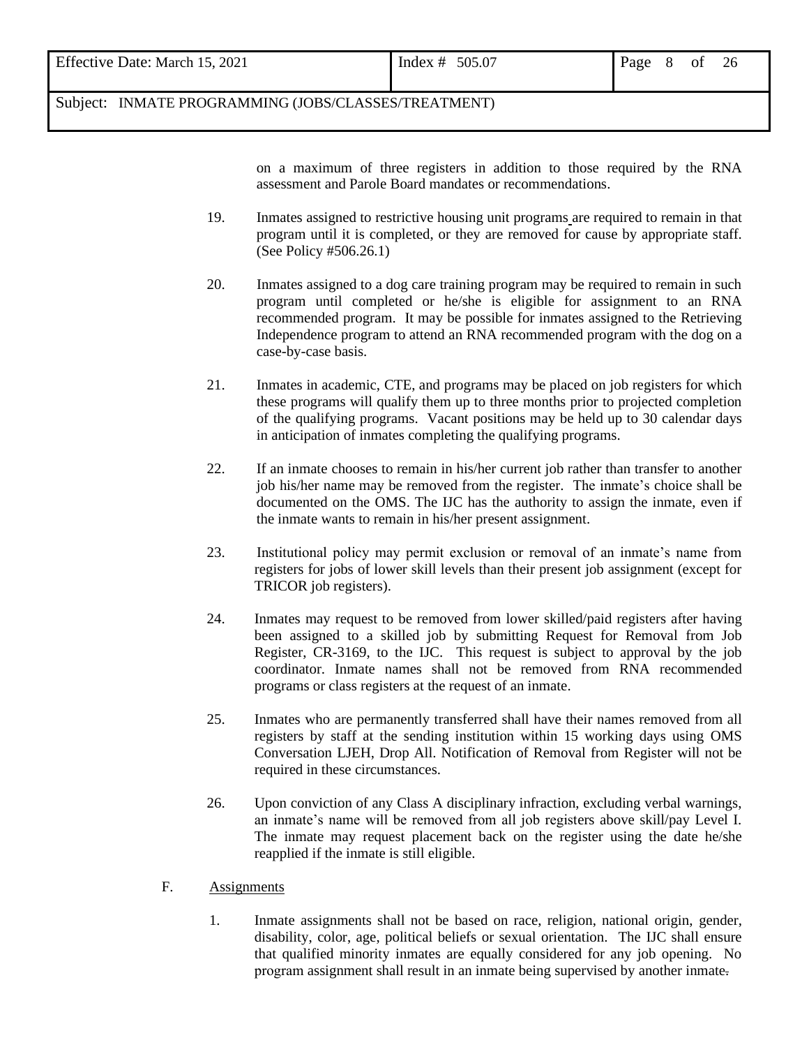on a maximum of three registers in addition to those required by the RNA assessment and Parole Board mandates or recommendations.

19. Inmates assigned to restrictive housing unit programs are required to remain in that program until it is completed, or they are removed for cause by appropriate staff. (See Policy #506.26.1)

20. Inmates assigned to a dog care training program may be required to remain in such program until completed or he/she is eligible for assignment to an RNA recommended program. It may be possible for inmates assigned to the Retrieving Independence program to attend an RNA recommended program with the dog on a case-by-case basis.

21. Inmates in academic, CTE, and programs may be placed on job registers for which these programs will qualify them up to three months prior to projected completion of the qualifying programs. Vacant positions may be held up to 30 calendar days in anticipation of inmates completing the qualifying programs.

22. If an inmate chooses to remain in his/her current job rather than transfer to another job his/her name may be removed from the register. The inmate's choice shall be documented on the OMS. The IJC has the authority to assign the inmate, even if the inmate wants to remain in his/her present assignment.

23. Institutional policy may permit exclusion or removal of an inmate's name from registers for jobs of lower skill levels than their present job assignment (except for TRICOR job registers).

24. Inmates may request to be removed from lower skilled/paid registers after having been assigned to a skilled job by submitting Request for Removal from Job Register, CR-3169, to the IJC. This request is subject to approval by the job coordinator. Inmate names shall not be removed from RNA recommended programs or class registers at the request of an inmate.

25. Inmates who are permanently transferred shall have their names removed from all registers by staff at the sending institution within 15 working days using OMS Conversation LJEH, Drop All. Notification of Removal from Register will not be required in these circumstances.

26. Upon conviction of any Class A disciplinary infraction, excluding verbal warnings, an inmate's name will be removed from all job registers above skill/pay Level I. The inmate may request placement back on the register using the date he/she reapplied if the inmate is still eligible.

F. <u>Assignments</u>

1. Inmate assignments shall not be based on race, religion, national origin, gender, disability, color, age, political beliefs or sexual orientation. The IJC shall ensure that qualified minority inmates are equally considered for any job opening. No program assignment shall result in an inmate being supervised by another inmate.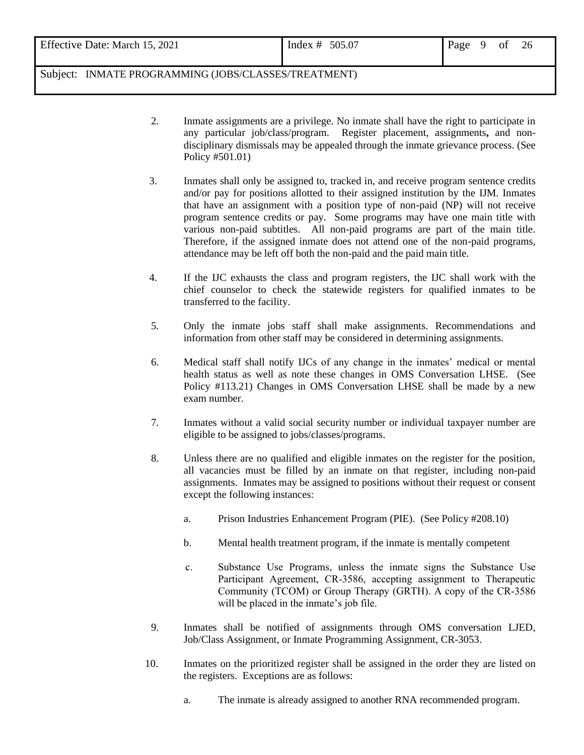2. Inmate assignments are a privilege. No inmate shall have the right to participate in any particular job/class/program. Register placement, assignments**,** and non-disciplinary dismissals may be appealed through the inmate grievance process. (See Policy #501.01)

3. Inmates shall only be assigned to, tracked in, and receive program sentence credits and/or pay for positions allotted to their assigned institution by the IJM. Inmates that have an assignment with a position type of non-paid (NP) will not receive program sentence credits or pay. Some programs may have one main title with various non-paid subtitles. All non-paid programs are part of the main title. Therefore, if the assigned inmate does not attend one of the non-paid programs, attendance may be left off both the non-paid and the paid main title.

4. If the IJC exhausts the class and program registers, the IJC shall work with the chief counselor to check the statewide registers for qualified inmates to be transferred to the facility.

5. Only the inmate jobs staff shall make assignments. Recommendations and information from other staff may be considered in determining assignments.

6. Medical staff shall notify IJCs of any change in the inmates' medical or mental health status as well as note these changes in OMS Conversation LHSE. (See Policy #113.21) Changes in OMS Conversation LHSE shall be made by a new exam number.

7. Inmates without a valid social security number or individual taxpayer number are eligible to be assigned to jobs/classes/programs.

8. Unless there are no qualified and eligible inmates on the register for the position, all vacancies must be filled by an inmate on that register, including non-paid assignments. Inmates may be assigned to positions without their request or consent except the following instances:

   a. Prison Industries Enhancement Program (PIE). (See Policy #208.10)

   b. Mental health treatment program, if the inmate is mentally competent

   c. Substance Use Programs, unless the inmate signs the Substance Use Participant Agreement, CR-3586, accepting assignment to Therapeutic Community (TCOM) or Group Therapy (GRTH). A copy of the CR-3586 will be placed in the inmate's job file.

9. Inmates shall be notified of assignments through OMS conversation LJED, Job/Class Assignment, or Inmate Programming Assignment, CR-3053.

10. Inmates on the prioritized register shall be assigned in the order they are listed on the registers. Exceptions are as follows:

    a. The inmate is already assigned to another RNA recommended program.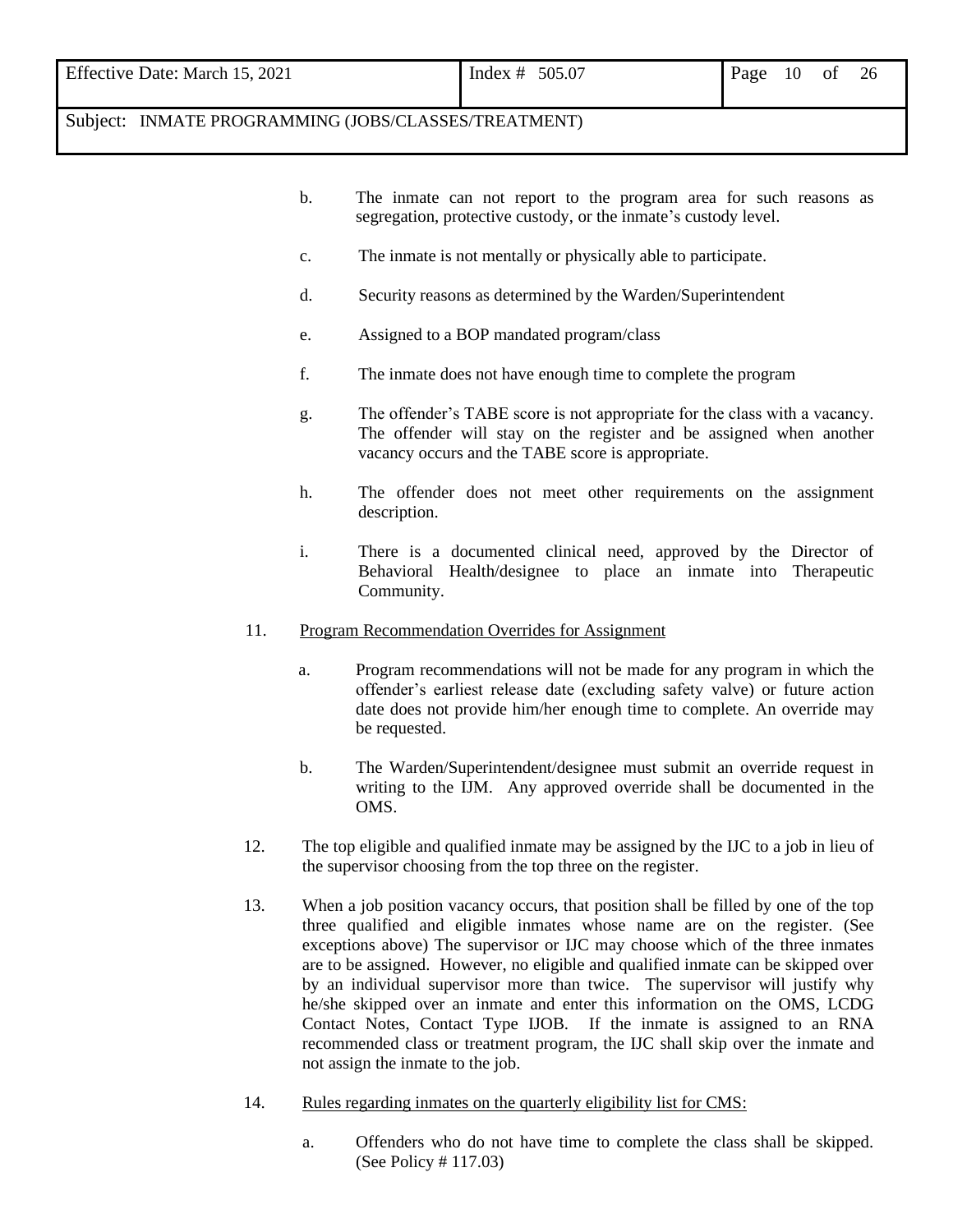b. The inmate can not report to the program area for such reasons as segregation, protective custody, or the inmate's custody level.

c. The inmate is not mentally or physically able to participate.

d. Security reasons as determined by the Warden/Superintendent

e. Assigned to a BOP mandated program/class

f. The inmate does not have enough time to complete the program

g. The offender's TABE score is not appropriate for the class with a vacancy. The offender will stay on the register and be assigned when another vacancy occurs and the TABE score is appropriate.

h. The offender does not meet other requirements on the assignment description.

i. There is a documented clinical need, approved by the Director of Behavioral Health/designee to place an inmate into Therapeutic Community.

11. <u>Program Recommendation Overrides for Assignment</u>

   a. Program recommendations will not be made for any program in which the offender's earliest release date (excluding safety valve) or future action date does not provide him/her enough time to complete. An override may be requested.

   b. The Warden/Superintendent/designee must submit an override request in writing to the IJM. Any approved override shall be documented in the OMS.

12. The top eligible and qualified inmate may be assigned by the IJC to a job in lieu of the supervisor choosing from the top three on the register.

13. When a job position vacancy occurs, that position shall be filled by one of the top three qualified and eligible inmates whose name are on the register. (See exceptions above) The supervisor or IJC may choose which of the three inmates are to be assigned. However, no eligible and qualified inmate can be skipped over by an individual supervisor more than twice. The supervisor will justify why he/she skipped over an inmate and enter this information on the OMS, LCDG Contact Notes, Contact Type IJOB. If the inmate is assigned to an RNA recommended class or treatment program, the IJC shall skip over the inmate and not assign the inmate to the job.

14. <u>Rules regarding inmates on the quarterly eligibility list for CMS:</u>

   a. Offenders who do not have time to complete the class shall be skipped. (See Policy # 117.03)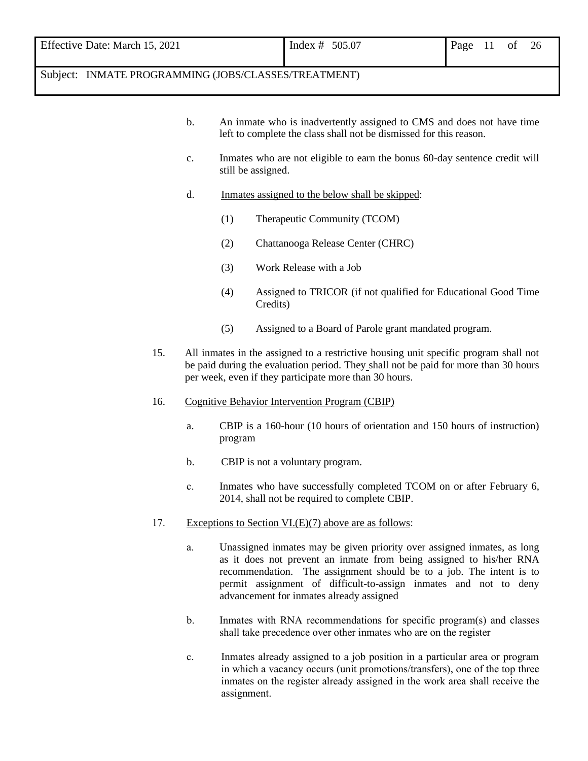b. An inmate who is inadvertently assigned to CMS and does not have time left to complete the class shall not be dismissed for this reason.

c. Inmates who are not eligible to earn the bonus 60-day sentence credit will still be assigned.

d. <u>Inmates assigned to the below shall be skipped</u>:

   (1) Therapeutic Community (TCOM)

   (2) Chattanooga Release Center (CHRC)

   (3) Work Release with a Job

   (4) Assigned to TRICOR (if not qualified for Educational Good Time Credits)

   (5) Assigned to a Board of Parole grant mandated program.

15. All inmates in the assigned to a restrictive housing unit specific program shall not be paid during the evaluation period. They shall not be paid for more than 30 hours per week, even if they participate more than 30 hours.

16. <u>Cognitive Behavior Intervention Program (CBIP)</u>

   a. CBIP is a 160-hour (10 hours of orientation and 150 hours of instruction) program

   b. CBIP is not a voluntary program.

   c. Inmates who have successfully completed TCOM on or after February 6, 2014, shall not be required to complete CBIP.

17. <u>Exceptions to Section VI.(E)(7) above are as follows</u>:

   a. Unassigned inmates may be given priority over assigned inmates, as long as it does not prevent an inmate from being assigned to his/her RNA recommendation. The assignment should be to a job. The intent is to permit assignment of difficult-to-assign inmates and not to deny advancement for inmates already assigned

   b. Inmates with RNA recommendations for specific program(s) and classes shall take precedence over other inmates who are on the register

   c. Inmates already assigned to a job position in a particular area or program in which a vacancy occurs (unit promotions/transfers), one of the top three inmates on the register already assigned in the work area shall receive the assignment.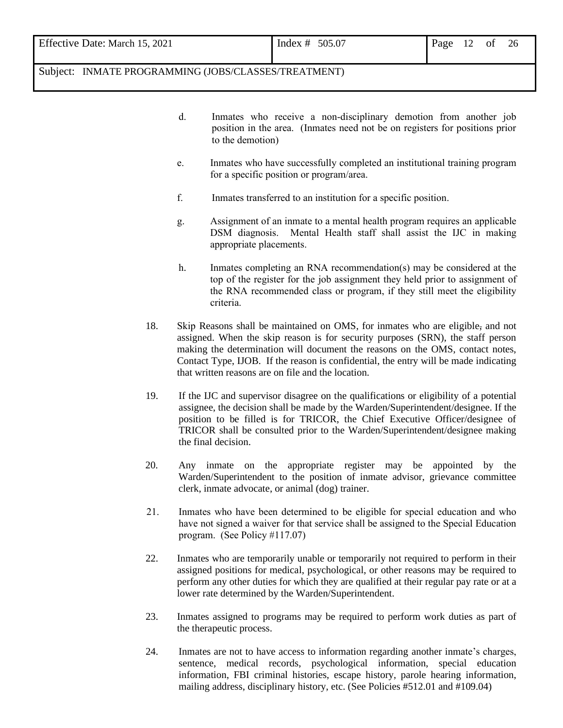d. Inmates who receive a non-disciplinary demotion from another job position in the area. (Inmates need not be on registers for positions prior to the demotion)

e. Inmates who have successfully completed an institutional training program for a specific position or program/area.

f. Inmates transferred to an institution for a specific position.

g. Assignment of an inmate to a mental health program requires an applicable DSM diagnosis. Mental Health staff shall assist the IJC in making appropriate placements.

h. Inmates completing an RNA recommendation(s) may be considered at the top of the register for the job assignment they held prior to assignment of the RNA recommended class or program, if they still meet the eligibility criteria.

18. Skip Reasons shall be maintained on OMS, for inmates who are eligible, and not assigned. When the skip reason is for security purposes (SRN), the staff person making the determination will document the reasons on the OMS, contact notes, Contact Type, IJOB. If the reason is confidential, the entry will be made indicating that written reasons are on file and the location.

19. If the IJC and supervisor disagree on the qualifications or eligibility of a potential assignee, the decision shall be made by the Warden/Superintendent/designee. If the position to be filled is for TRICOR, the Chief Executive Officer/designee of TRICOR shall be consulted prior to the Warden/Superintendent/designee making the final decision.

20. Any inmate on the appropriate register may be appointed by the Warden/Superintendent to the position of inmate advisor, grievance committee clerk, inmate advocate, or animal (dog) trainer.

21. Inmates who have been determined to be eligible for special education and who have not signed a waiver for that service shall be assigned to the Special Education program. (See Policy #117.07)

22. Inmates who are temporarily unable or temporarily not required to perform in their assigned positions for medical, psychological, or other reasons may be required to perform any other duties for which they are qualified at their regular pay rate or at a lower rate determined by the Warden/Superintendent.

23. Inmates assigned to programs may be required to perform work duties as part of the therapeutic process.

24. Inmates are not to have access to information regarding another inmate's charges, sentence, medical records, psychological information, special education information, FBI criminal histories, escape history, parole hearing information, mailing address, disciplinary history, etc. (See Policies #512.01 and #109.04)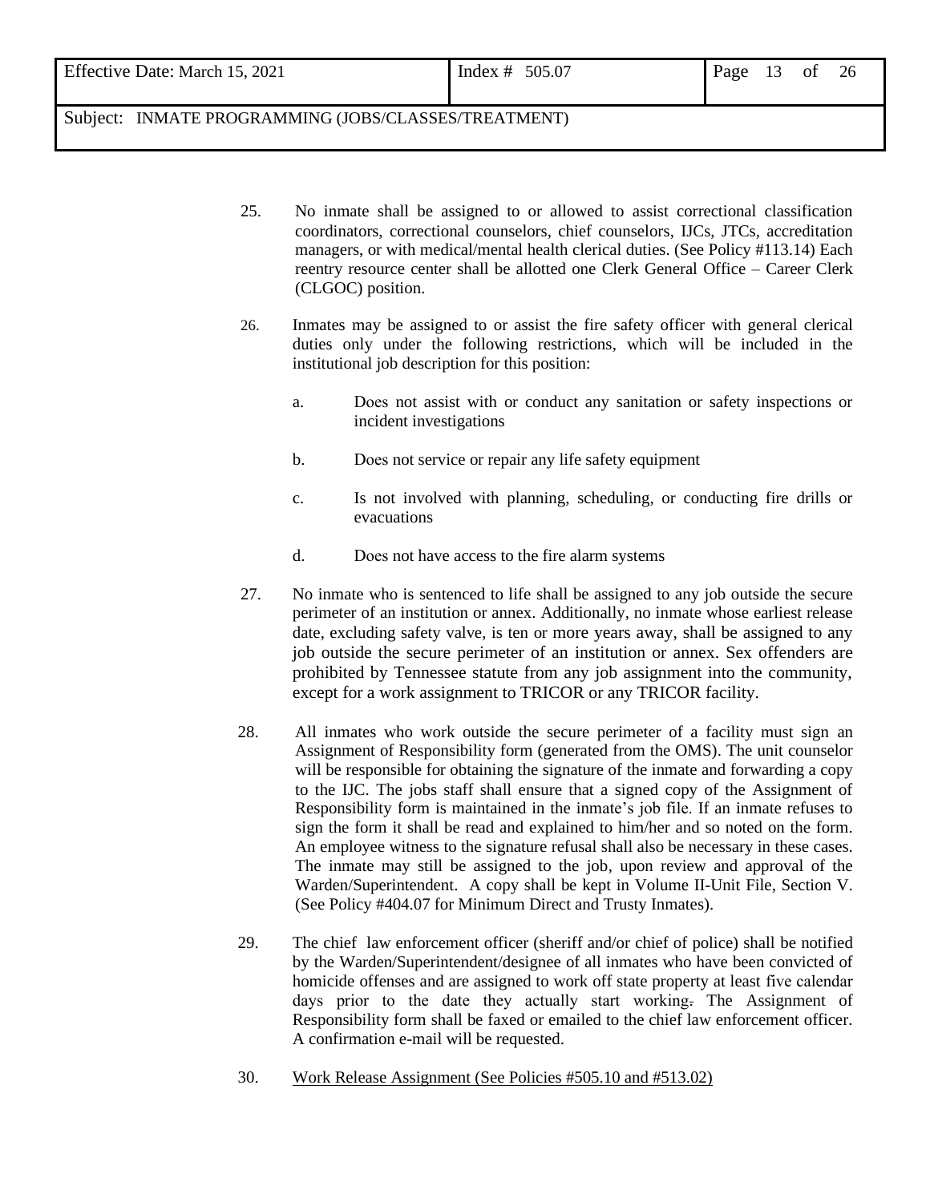25. No inmate shall be assigned to or allowed to assist correctional classification coordinators, correctional counselors, chief counselors, IJCs, JTCs, accreditation managers, or with medical/mental health clerical duties. (See Policy #113.14) Each reentry resource center shall be allotted one Clerk General Office – Career Clerk (CLGOC) position.

26. Inmates may be assigned to or assist the fire safety officer with general clerical duties only under the following restrictions, which will be included in the institutional job description for this position:

    a. Does not assist with or conduct any sanitation or safety inspections or incident investigations

    b. Does not service or repair any life safety equipment

    c. Is not involved with planning, scheduling, or conducting fire drills or evacuations

    d. Does not have access to the fire alarm systems

27. No inmate who is sentenced to life shall be assigned to any job outside the secure perimeter of an institution or annex. Additionally, no inmate whose earliest release date, excluding safety valve, is ten or more years away, shall be assigned to any job outside the secure perimeter of an institution or annex. Sex offenders are prohibited by Tennessee statute from any job assignment into the community, except for a work assignment to TRICOR or any TRICOR facility.

28. All inmates who work outside the secure perimeter of a facility must sign an Assignment of Responsibility form (generated from the OMS). The unit counselor will be responsible for obtaining the signature of the inmate and forwarding a copy to the IJC. The jobs staff shall ensure that a signed copy of the Assignment of Responsibility form is maintained in the inmate's job file. If an inmate refuses to sign the form it shall be read and explained to him/her and so noted on the form. An employee witness to the signature refusal shall also be necessary in these cases. The inmate may still be assigned to the job, upon review and approval of the Warden/Superintendent. A copy shall be kept in Volume II-Unit File, Section V. (See Policy #404.07 for Minimum Direct and Trusty Inmates).

29. The chief law enforcement officer (sheriff and/or chief of police) shall be notified by the Warden/Superintendent/designee of all inmates who have been convicted of homicide offenses and are assigned to work off state property at least five calendar days prior to the date they actually start working. The Assignment of Responsibility form shall be faxed or emailed to the chief law enforcement officer. A confirmation e-mail will be requested.

30. <u>Work Release Assignment (See Policies #505.10 and #513.02)</u>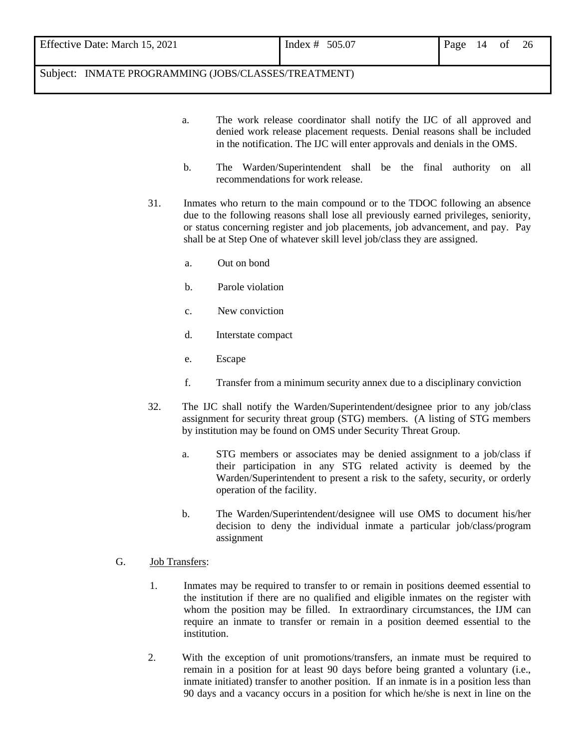a. The work release coordinator shall notify the IJC of all approved and denied work release placement requests. Denial reasons shall be included in the notification. The IJC will enter approvals and denials in the OMS.

b. The Warden/Superintendent shall be the final authority on all recommendations for work release.

31. Inmates who return to the main compound or to the TDOC following an absence due to the following reasons shall lose all previously earned privileges, seniority, or status concerning register and job placements, job advancement, and pay. Pay shall be at Step One of whatever skill level job/class they are assigned.

a. Out on bond

b. Parole violation

c. New conviction

d. Interstate compact

e. Escape

f. Transfer from a minimum security annex due to a disciplinary conviction

32. The IJC shall notify the Warden/Superintendent/designee prior to any job/class assignment for security threat group (STG) members. (A listing of STG members by institution may be found on OMS under Security Threat Group.

a. STG members or associates may be denied assignment to a job/class if their participation in any STG related activity is deemed by the Warden/Superintendent to present a risk to the safety, security, or orderly operation of the facility.

b. The Warden/Superintendent/designee will use OMS to document his/her decision to deny the individual inmate a particular job/class/program assignment

G. Job Transfers:

1. Inmates may be required to transfer to or remain in positions deemed essential to the institution if there are no qualified and eligible inmates on the register with whom the position may be filled. In extraordinary circumstances, the IJM can require an inmate to transfer or remain in a position deemed essential to the institution.

2. With the exception of unit promotions/transfers, an inmate must be required to remain in a position for at least 90 days before being granted a voluntary (i.e., inmate initiated) transfer to another position. If an inmate is in a position less than 90 days and a vacancy occurs in a position for which he/she is next in line on the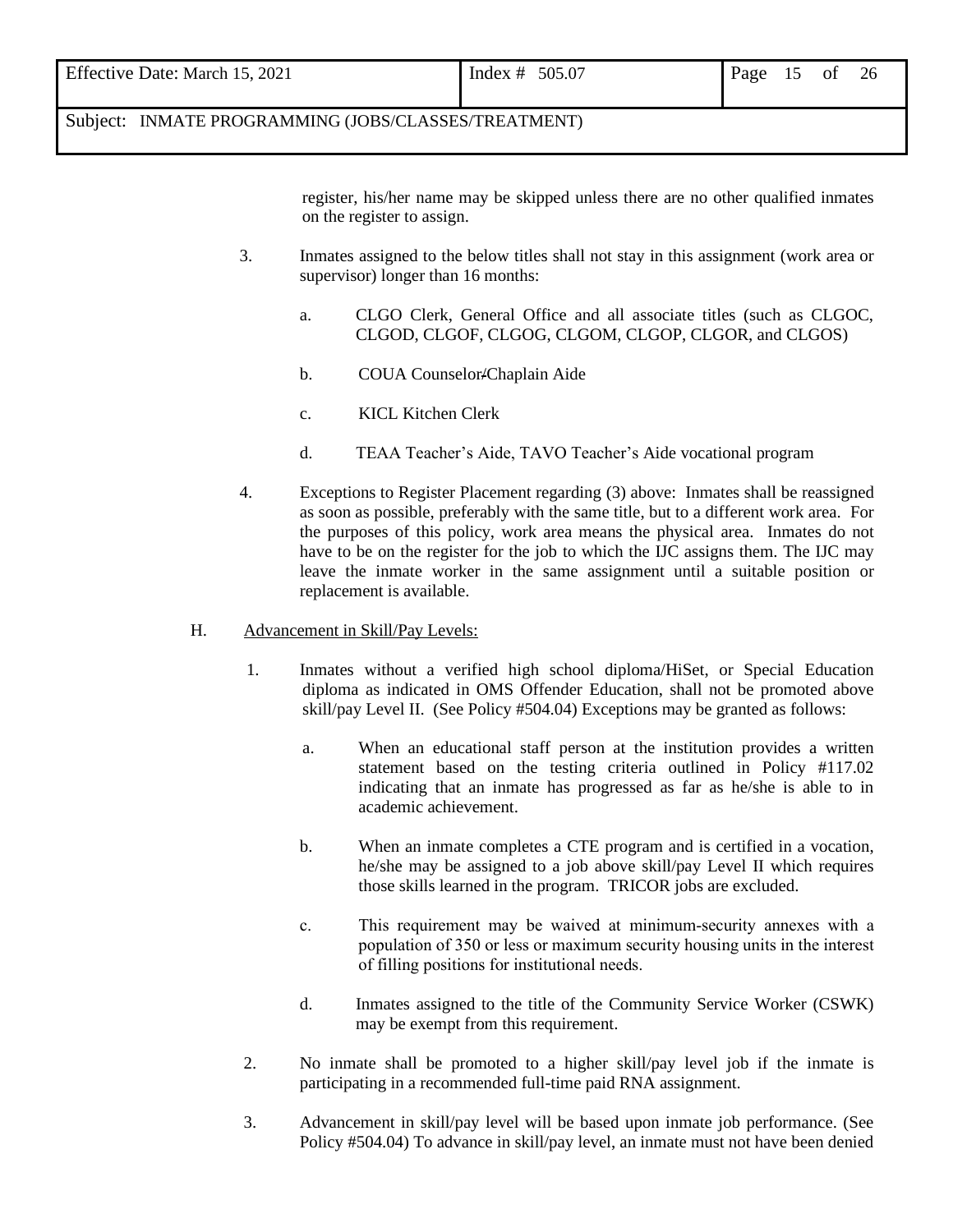register, his/her name may be skipped unless there are no other qualified inmates on the register to assign.

3. Inmates assigned to the below titles shall not stay in this assignment (work area or supervisor) longer than 16 months:

   a. CLGO Clerk, General Office and all associate titles (such as CLGOC, CLGOD, CLGOF, CLGOG, CLGOM, CLGOP, CLGOR, and CLGOS)

   b. COUA Counselor-Chaplain Aide

   c. KICL Kitchen Clerk

   d. TEAA Teacher's Aide, TAVO Teacher's Aide vocational program

4. Exceptions to Register Placement regarding (3) above: Inmates shall be reassigned as soon as possible, preferably with the same title, but to a different work area. For the purposes of this policy, work area means the physical area. Inmates do not have to be on the register for the job to which the IJC assigns them. The IJC may leave the inmate worker in the same assignment until a suitable position or replacement is available.

H. Advancement in Skill/Pay Levels:

1. Inmates without a verified high school diploma/HiSet, or Special Education diploma as indicated in OMS Offender Education, shall not be promoted above skill/pay Level II. (See Policy #504.04) Exceptions may be granted as follows:

   a. When an educational staff person at the institution provides a written statement based on the testing criteria outlined in Policy #117.02 indicating that an inmate has progressed as far as he/she is able to in academic achievement.

   b. When an inmate completes a CTE program and is certified in a vocation, he/she may be assigned to a job above skill/pay Level II which requires those skills learned in the program. TRICOR jobs are excluded.

   c. This requirement may be waived at minimum-security annexes with a population of 350 or less or maximum security housing units in the interest of filling positions for institutional needs.

   d. Inmates assigned to the title of the Community Service Worker (CSWK) may be exempt from this requirement.

2. No inmate shall be promoted to a higher skill/pay level job if the inmate is participating in a recommended full-time paid RNA assignment.

3. Advancement in skill/pay level will be based upon inmate job performance. (See Policy #504.04) To advance in skill/pay level, an inmate must not have been denied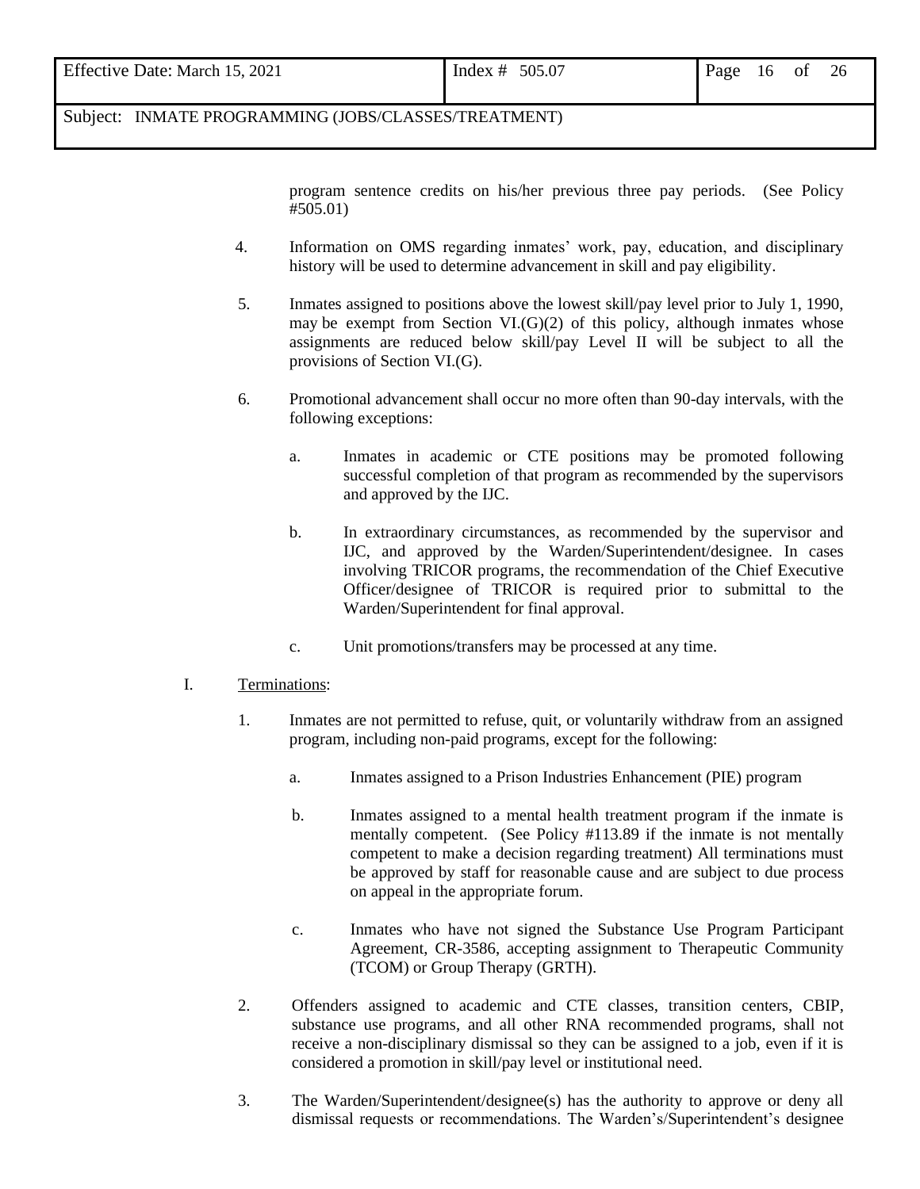program sentence credits on his/her previous three pay periods. (See Policy #505.01)

4. Information on OMS regarding inmates' work, pay, education, and disciplinary history will be used to determine advancement in skill and pay eligibility.

5. Inmates assigned to positions above the lowest skill/pay level prior to July 1, 1990, may be exempt from Section VI.(G)(2) of this policy, although inmates whose assignments are reduced below skill/pay Level II will be subject to all the provisions of Section VI.(G).

6. Promotional advancement shall occur no more often than 90-day intervals, with the following exceptions:

   a. Inmates in academic or CTE positions may be promoted following successful completion of that program as recommended by the supervisors and approved by the IJC.

   b. In extraordinary circumstances, as recommended by the supervisor and IJC, and approved by the Warden/Superintendent/designee. In cases involving TRICOR programs, the recommendation of the Chief Executive Officer/designee of TRICOR is required prior to submittal to the Warden/Superintendent for final approval.

   c. Unit promotions/transfers may be processed at any time.

I. Terminations:

1. Inmates are not permitted to refuse, quit, or voluntarily withdraw from an assigned program, including non-paid programs, except for the following:

   a. Inmates assigned to a Prison Industries Enhancement (PIE) program

   b. Inmates assigned to a mental health treatment program if the inmate is mentally competent. (See Policy #113.89 if the inmate is not mentally competent to make a decision regarding treatment) All terminations must be approved by staff for reasonable cause and are subject to due process on appeal in the appropriate forum.

   c. Inmates who have not signed the Substance Use Program Participant Agreement, CR-3586, accepting assignment to Therapeutic Community (TCOM) or Group Therapy (GRTH).

2. Offenders assigned to academic and CTE classes, transition centers, CBIP, substance use programs, and all other RNA recommended programs, shall not receive a non-disciplinary dismissal so they can be assigned to a job, even if it is considered a promotion in skill/pay level or institutional need.

3. The Warden/Superintendent/designee(s) has the authority to approve or deny all dismissal requests or recommendations. The Warden's/Superintendent's designee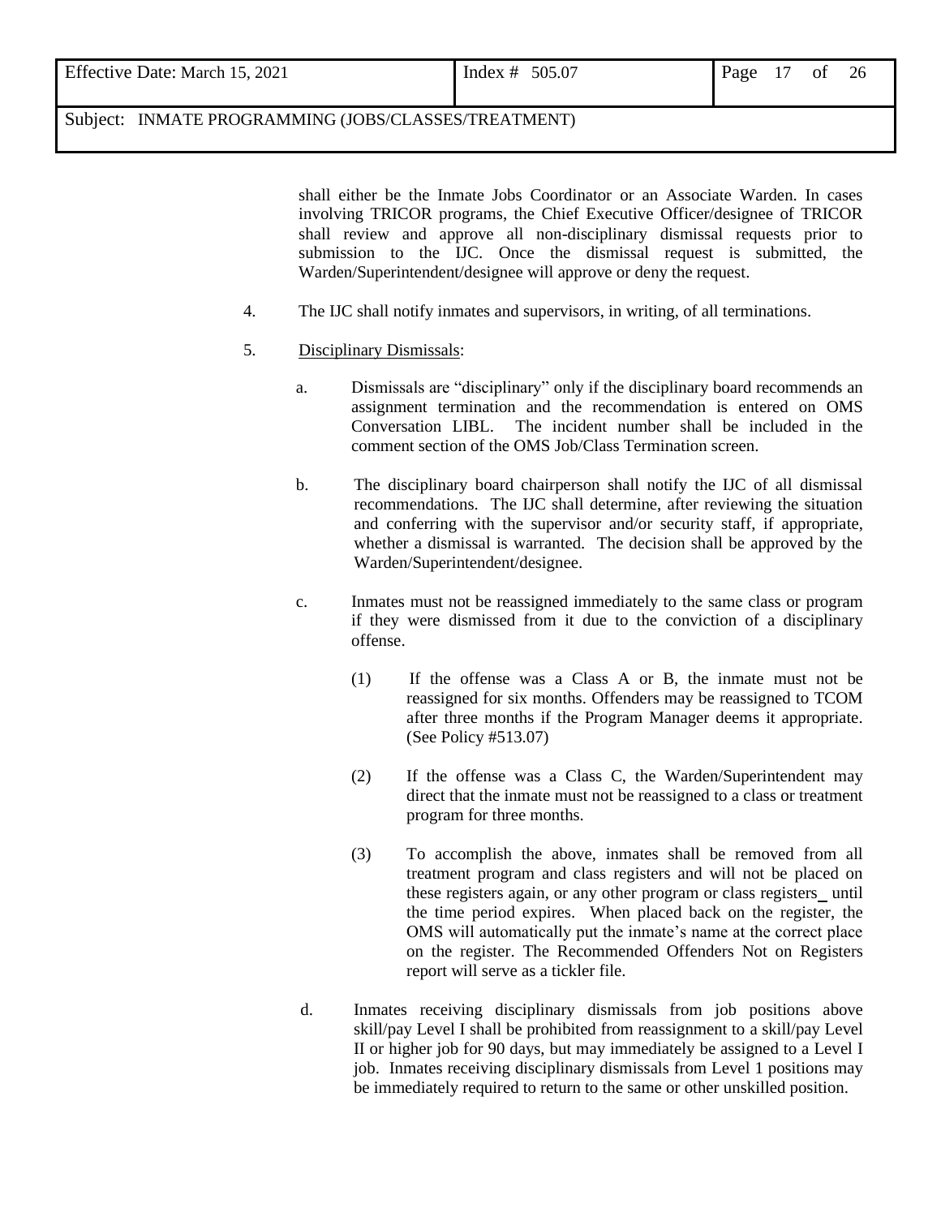shall either be the Inmate Jobs Coordinator or an Associate Warden. In cases involving TRICOR programs, the Chief Executive Officer/designee of TRICOR shall review and approve all non-disciplinary dismissal requests prior to submission to the IJC. Once the dismissal request is submitted, the Warden/Superintendent/designee will approve or deny the request.

4. The IJC shall notify inmates and supervisors, in writing, of all terminations.

5. Disciplinary Dismissals:

   a. Dismissals are "disciplinary" only if the disciplinary board recommends an assignment termination and the recommendation is entered on OMS Conversation LIBL. The incident number shall be included in the comment section of the OMS Job/Class Termination screen.

   b. The disciplinary board chairperson shall notify the IJC of all dismissal recommendations. The IJC shall determine, after reviewing the situation and conferring with the supervisor and/or security staff, if appropriate, whether a dismissal is warranted. The decision shall be approved by the Warden/Superintendent/designee.

   c. Inmates must not be reassigned immediately to the same class or program if they were dismissed from it due to the conviction of a disciplinary offense.

      (1) If the offense was a Class A or B, the inmate must not be reassigned for six months. Offenders may be reassigned to TCOM after three months if the Program Manager deems it appropriate. (See Policy #513.07)

      (2) If the offense was a Class C, the Warden/Superintendent may direct that the inmate must not be reassigned to a class or treatment program for three months.

      (3) To accomplish the above, inmates shall be removed from all treatment program and class registers and will not be placed on these registers again, or any other program or class registers until the time period expires. When placed back on the register, the OMS will automatically put the inmate's name at the correct place on the register. The Recommended Offenders Not on Registers report will serve as a tickler file.

   d. Inmates receiving disciplinary dismissals from job positions above skill/pay Level I shall be prohibited from reassignment to a skill/pay Level II or higher job for 90 days, but may immediately be assigned to a Level I job. Inmates receiving disciplinary dismissals from Level 1 positions may be immediately required to return to the same or other unskilled position.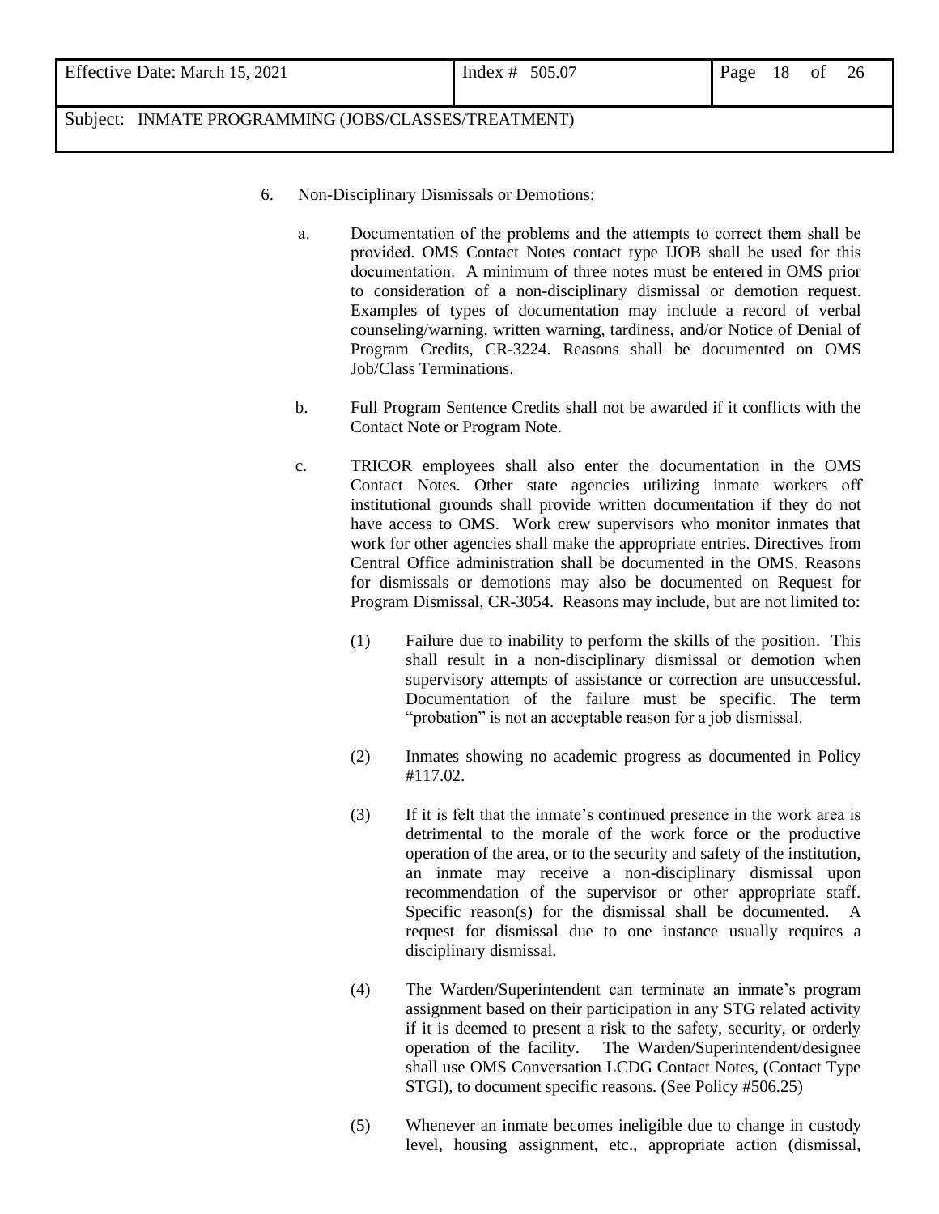6. Non-Disciplinary Dismissals or Demotions:

   a. Documentation of the problems and the attempts to correct them shall be provided. OMS Contact Notes contact type IJOB shall be used for this documentation. A minimum of three notes must be entered in OMS prior to consideration of a non-disciplinary dismissal or demotion request. Examples of types of documentation may include a record of verbal counseling/warning, written warning, tardiness, and/or Notice of Denial of Program Credits, CR-3224. Reasons shall be documented on OMS Job/Class Terminations.

   b. Full Program Sentence Credits shall not be awarded if it conflicts with the Contact Note or Program Note.

   c. TRICOR employees shall also enter the documentation in the OMS Contact Notes. Other state agencies utilizing inmate workers off institutional grounds shall provide written documentation if they do not have access to OMS. Work crew supervisors who monitor inmates that work for other agencies shall make the appropriate entries. Directives from Central Office administration shall be documented in the OMS. Reasons for dismissals or demotions may also be documented on Request for Program Dismissal, CR-3054. Reasons may include, but are not limited to:

      (1) Failure due to inability to perform the skills of the position. This shall result in a non-disciplinary dismissal or demotion when supervisory attempts of assistance or correction are unsuccessful. Documentation of the failure must be specific. The term "probation" is not an acceptable reason for a job dismissal.

      (2) Inmates showing no academic progress as documented in Policy #117.02.

      (3) If it is felt that the inmate's continued presence in the work area is detrimental to the morale of the work force or the productive operation of the area, or to the security and safety of the institution, an inmate may receive a non-disciplinary dismissal upon recommendation of the supervisor or other appropriate staff. Specific reason(s) for the dismissal shall be documented. A request for dismissal due to one instance usually requires a disciplinary dismissal.

      (4) The Warden/Superintendent can terminate an inmate's program assignment based on their participation in any STG related activity if it is deemed to present a risk to the safety, security, or orderly operation of the facility. The Warden/Superintendent/designee shall use OMS Conversation LCDG Contact Notes, (Contact Type STGI), to document specific reasons. (See Policy #506.25)

      (5) Whenever an inmate becomes ineligible due to change in custody level, housing assignment, etc., appropriate action (dismissal,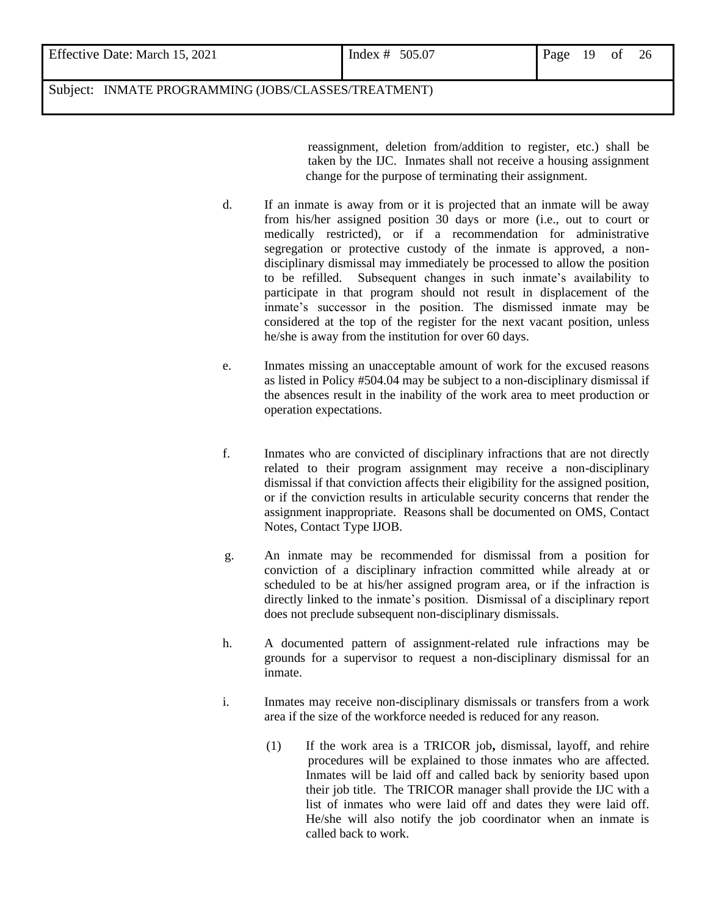reassignment, deletion from/addition to register, etc.) shall be taken by the IJC. Inmates shall not receive a housing assignment change for the purpose of terminating their assignment.

d. If an inmate is away from or it is projected that an inmate will be away from his/her assigned position 30 days or more (i.e., out to court or medically restricted), or if a recommendation for administrative segregation or protective custody of the inmate is approved, a non-disciplinary dismissal may immediately be processed to allow the position to be refilled. Subsequent changes in such inmate's availability to participate in that program should not result in displacement of the inmate's successor in the position. The dismissed inmate may be considered at the top of the register for the next vacant position, unless he/she is away from the institution for over 60 days.

e. Inmates missing an unacceptable amount of work for the excused reasons as listed in Policy #504.04 may be subject to a non-disciplinary dismissal if the absences result in the inability of the work area to meet production or operation expectations.

f. Inmates who are convicted of disciplinary infractions that are not directly related to their program assignment may receive a non-disciplinary dismissal if that conviction affects their eligibility for the assigned position, or if the conviction results in articulable security concerns that render the assignment inappropriate. Reasons shall be documented on OMS, Contact Notes, Contact Type IJOB.

g. An inmate may be recommended for dismissal from a position for conviction of a disciplinary infraction committed while already at or scheduled to be at his/her assigned program area, or if the infraction is directly linked to the inmate's position. Dismissal of a disciplinary report does not preclude subsequent non-disciplinary dismissals.

h. A documented pattern of assignment-related rule infractions may be grounds for a supervisor to request a non-disciplinary dismissal for an inmate.

i. Inmates may receive non-disciplinary dismissals or transfers from a work area if the size of the workforce needed is reduced for any reason.

   (1) If the work area is a TRICOR job**,** dismissal, layoff, and rehire procedures will be explained to those inmates who are affected. Inmates will be laid off and called back by seniority based upon their job title. The TRICOR manager shall provide the IJC with a list of inmates who were laid off and dates they were laid off. He/she will also notify the job coordinator when an inmate is called back to work.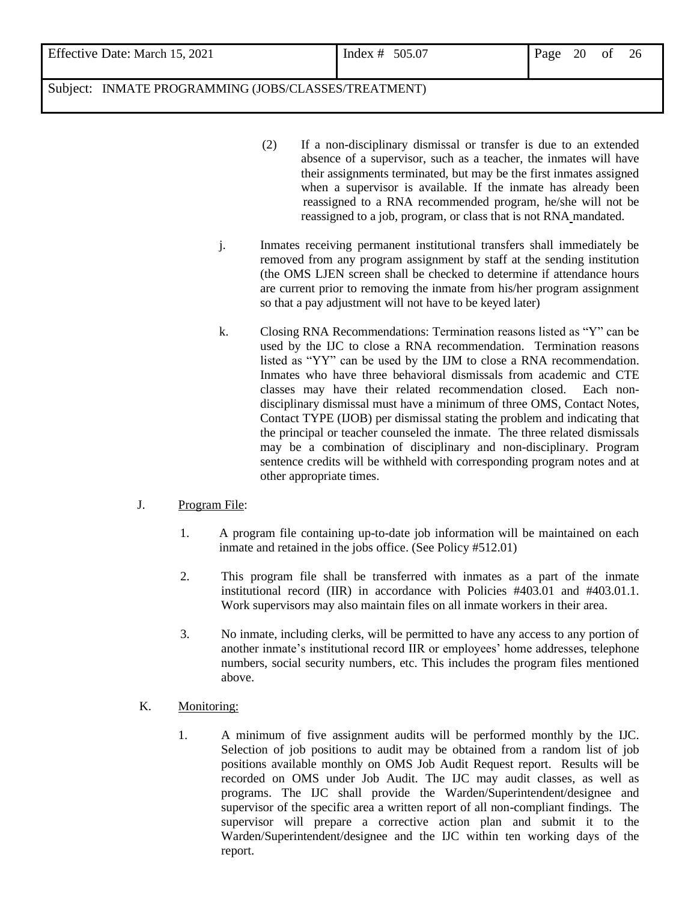(2) If a non-disciplinary dismissal or transfer is due to an extended absence of a supervisor, such as a teacher, the inmates will have their assignments terminated, but may be the first inmates assigned when a supervisor is available. If the inmate has already been reassigned to a RNA recommended program, he/she will not be reassigned to a job, program, or class that is not RNA mandated.

j. Inmates receiving permanent institutional transfers shall immediately be removed from any program assignment by staff at the sending institution (the OMS LJEN screen shall be checked to determine if attendance hours are current prior to removing the inmate from his/her program assignment so that a pay adjustment will not have to be keyed later)

k. Closing RNA Recommendations: Termination reasons listed as "Y" can be used by the IJC to close a RNA recommendation. Termination reasons listed as "YY" can be used by the IJM to close a RNA recommendation. Inmates who have three behavioral dismissals from academic and CTE classes may have their related recommendation closed. Each non-disciplinary dismissal must have a minimum of three OMS, Contact Notes, Contact TYPE (IJOB) per dismissal stating the problem and indicating that the principal or teacher counseled the inmate. The three related dismissals may be a combination of disciplinary and non-disciplinary. Program sentence credits will be withheld with corresponding program notes and at other appropriate times.

J. Program File:

1. A program file containing up-to-date job information will be maintained on each inmate and retained in the jobs office. (See Policy #512.01)

2. This program file shall be transferred with inmates as a part of the inmate institutional record (IIR) in accordance with Policies #403.01 and #403.01.1. Work supervisors may also maintain files on all inmate workers in their area.

3. No inmate, including clerks, will be permitted to have any access to any portion of another inmate's institutional record IIR or employees' home addresses, telephone numbers, social security numbers, etc. This includes the program files mentioned above.

K. Monitoring:

1. A minimum of five assignment audits will be performed monthly by the IJC. Selection of job positions to audit may be obtained from a random list of job positions available monthly on OMS Job Audit Request report. Results will be recorded on OMS under Job Audit. The IJC may audit classes, as well as programs. The IJC shall provide the Warden/Superintendent/designee and supervisor of the specific area a written report of all non-compliant findings. The supervisor will prepare a corrective action plan and submit it to the Warden/Superintendent/designee and the IJC within ten working days of the report.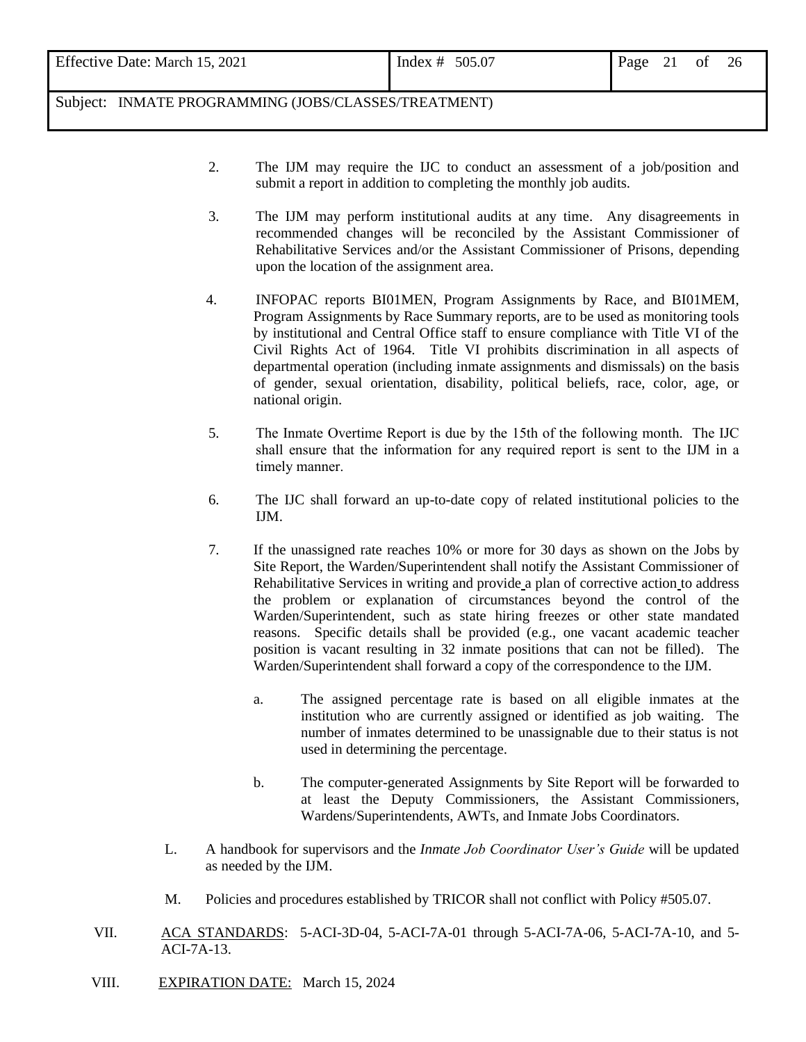2. The IJM may require the IJC to conduct an assessment of a job/position and submit a report in addition to completing the monthly job audits.

3. The IJM may perform institutional audits at any time. Any disagreements in recommended changes will be reconciled by the Assistant Commissioner of Rehabilitative Services and/or the Assistant Commissioner of Prisons, depending upon the location of the assignment area.

4. INFOPAC reports BI01MEN, Program Assignments by Race, and BI01MEM, Program Assignments by Race Summary reports, are to be used as monitoring tools by institutional and Central Office staff to ensure compliance with Title VI of the Civil Rights Act of 1964. Title VI prohibits discrimination in all aspects of departmental operation (including inmate assignments and dismissals) on the basis of gender, sexual orientation, disability, political beliefs, race, color, age, or national origin.

5. The Inmate Overtime Report is due by the 15th of the following month. The IJC shall ensure that the information for any required report is sent to the IJM in a timely manner.

6. The IJC shall forward an up-to-date copy of related institutional policies to the IJM.

7. If the unassigned rate reaches 10% or more for 30 days as shown on the Jobs by Site Report, the Warden/Superintendent shall notify the Assistant Commissioner of Rehabilitative Services in writing and provide a plan of corrective action to address the problem or explanation of circumstances beyond the control of the Warden/Superintendent, such as state hiring freezes or other state mandated reasons. Specific details shall be provided (e.g., one vacant academic teacher position is vacant resulting in 32 inmate positions that can not be filled). The Warden/Superintendent shall forward a copy of the correspondence to the IJM.

   a. The assigned percentage rate is based on all eligible inmates at the institution who are currently assigned or identified as job waiting. The number of inmates determined to be unassignable due to their status is not used in determining the percentage.

   b. The computer-generated Assignments by Site Report will be forwarded to at least the Deputy Commissioners, the Assistant Commissioners, Wardens/Superintendents, AWTs, and Inmate Jobs Coordinators.

L. A handbook for supervisors and the *Inmate Job Coordinator User's Guide* will be updated as needed by the IJM.

M. Policies and procedures established by TRICOR shall not conflict with Policy #505.07.

VII. ACA STANDARDS: 5-ACI-3D-04, 5-ACI-7A-01 through 5-ACI-7A-06, 5-ACI-7A-10, and 5-ACI-7A-13.

VIII. EXPIRATION DATE: March 15, 2024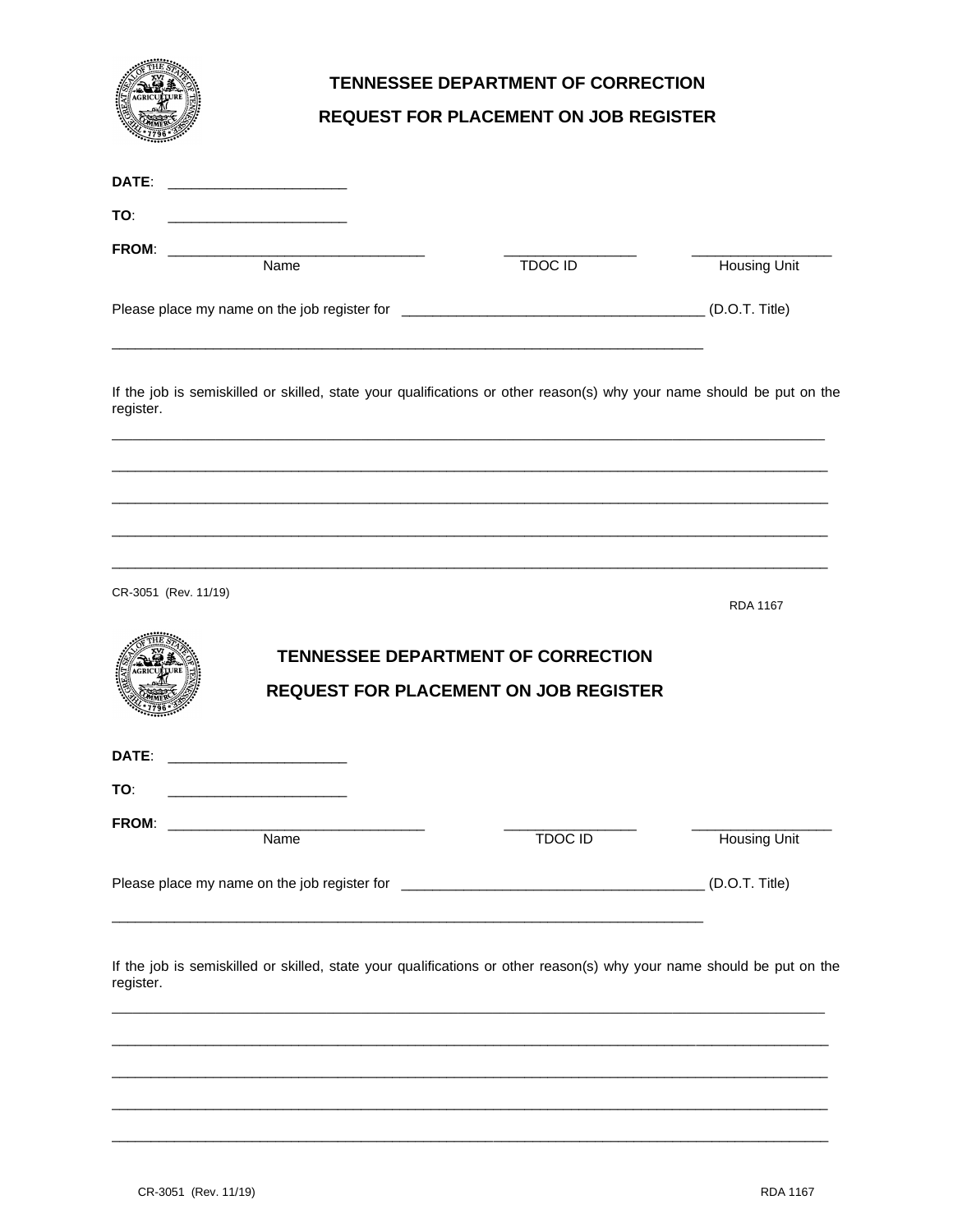## TENNESSEE DEPARTMENT OF CORRECTION

## REQUEST FOR PLACEMENT ON JOB REGISTER

**DATE**: ______________________

**TO**: ______________________

**FROM**: ________________________________ ________________ _________________

Name TDOC ID Housing Unit

Please place my name on the job register for ______________________________________ (D.O.T. Title)

______________________________________________________________________________

If the job is semiskilled or skilled, state your qualifications or other reason(s) why your name should be put on the register.

______________________________________________________________________________

______________________________________________________________________________

______________________________________________________________________________

______________________________________________________________________________

______________________________________________________________________________

CR-3051 (Rev. 11/19) RDA 1167

## TENNESSEE DEPARTMENT OF CORRECTION

## REQUEST FOR PLACEMENT ON JOB REGISTER

**DATE**: ______________________

**TO**: ______________________

**FROM**: ________________________________ ________________ _________________

Name TDOC ID Housing Unit

Please place my name on the job register for ______________________________________ (D.O.T. Title)

______________________________________________________________________________

If the job is semiskilled or skilled, state your qualifications or other reason(s) why your name should be put on the register.

______________________________________________________________________________

______________________________________________________________________________

______________________________________________________________________________

______________________________________________________________________________

______________________________________________________________________________

CR-3051 (Rev. 11/19) RDA 1167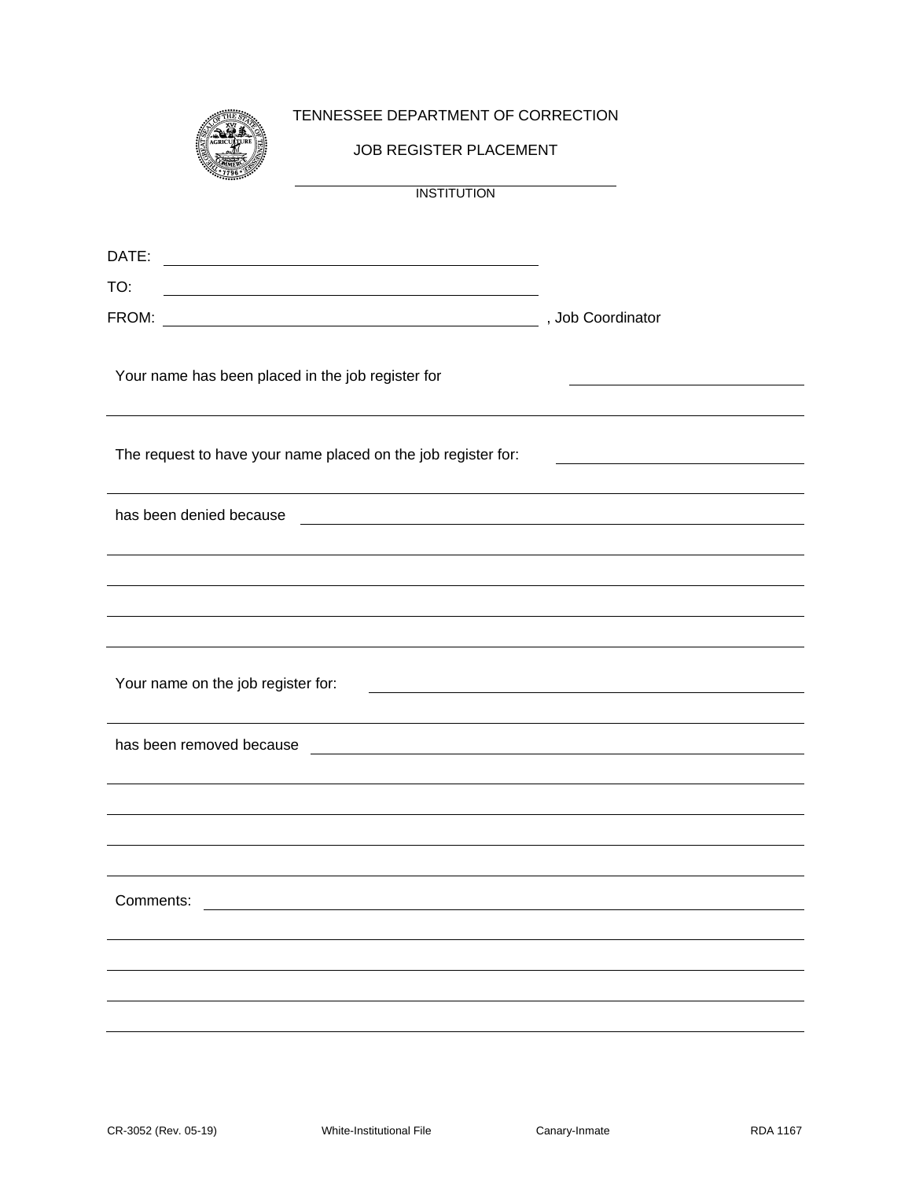TENNESSEE DEPARTMENT OF CORRECTION

JOB REGISTER PLACEMENT

______________________________
INSTITUTION

DATE: ______________________________

TO: ______________________________

FROM: ______________________________ , Job Coordinator

Your name has been placed in the job register for ______________________________

______________________________________________________________________

The request to have your name placed on the job register for: ______________________________

______________________________________________________________________

has been denied because ______________________________________________

______________________________________________________________________

______________________________________________________________________

______________________________________________________________________

______________________________________________________________________

Your name on the job register for: ______________________________________

______________________________________________________________________

has been removed because ______________________________________________

______________________________________________________________________

______________________________________________________________________

______________________________________________________________________

______________________________________________________________________

Comments: ____________________________________________________________

______________________________________________________________________

______________________________________________________________________

______________________________________________________________________

______________________________________________________________________

CR-3052 (Rev. 05-19) White-Institutional File Canary-Inmate RDA 1167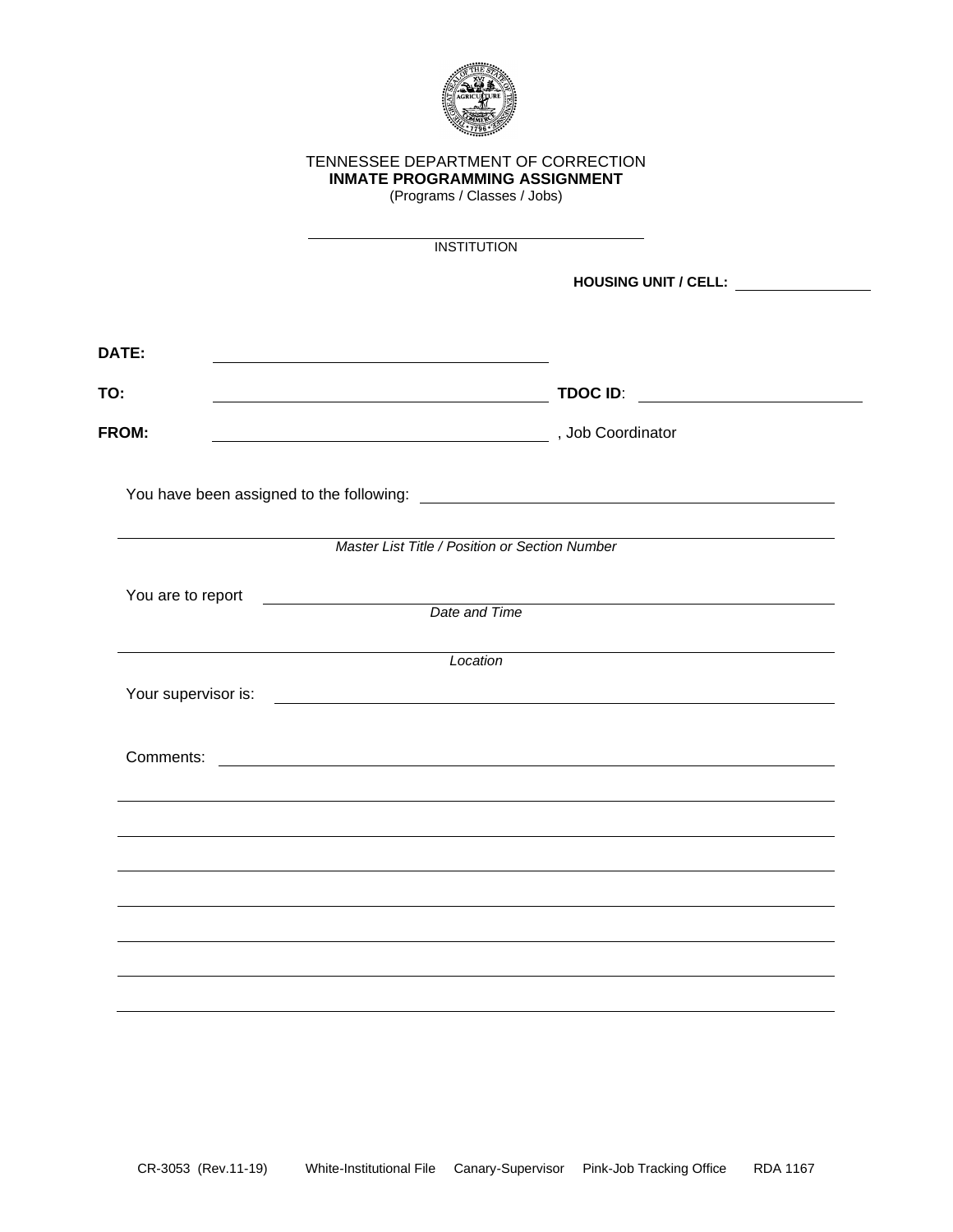TENNESSEE DEPARTMENT OF CORRECTION

**INMATE PROGRAMMING ASSIGNMENT**

(Programs / Classes / Jobs)

\_\_\_\_\_\_\_\_\_\_\_\_\_\_\_\_\_\_\_\_\_\_\_\_\_\_\_\_\_\_\_\_\_\_\_\_\_\_\_\_

INSTITUTION

**HOUSING UNIT / CELL:** \_\_\_\_\_\_\_\_\_\_\_\_\_\_\_\_

**DATE:** \_\_\_\_\_\_\_\_\_\_\_\_\_\_\_\_\_\_\_\_\_\_\_\_\_\_\_\_\_\_\_\_\_\_\_\_\_\_\_\_

**TO:** \_\_\_\_\_\_\_\_\_\_\_\_\_\_\_\_\_\_\_\_\_\_\_\_\_\_\_\_\_\_\_\_\_\_\_\_\_\_\_\_ **TDOC ID**: \_\_\_\_\_\_\_\_\_\_\_\_\_\_\_\_\_\_\_\_\_\_\_\_\_\_

**FROM:** \_\_\_\_\_\_\_\_\_\_\_\_\_\_\_\_\_\_\_\_\_\_\_\_\_\_\_\_\_\_\_\_\_\_\_\_\_\_\_\_ , Job Coordinator

You have been assigned to the following: \_\_\_\_\_\_\_\_\_\_\_\_\_\_\_\_\_\_\_\_\_\_\_\_\_\_\_\_\_\_\_\_\_\_\_\_\_\_\_\_\_\_\_\_\_\_\_\_\_\_

\_\_\_\_\_\_\_\_\_\_\_\_\_\_\_\_\_\_\_\_\_\_\_\_\_\_\_\_\_\_\_\_\_\_\_\_\_\_\_\_\_\_\_\_\_\_\_\_\_\_\_\_\_\_\_\_\_\_\_\_\_\_\_\_\_\_\_\_\_\_\_\_\_\_\_\_\_\_\_\_\_\_\_\_\_\_

*Master List Title / Position or Section Number*

You are to report \_\_\_\_\_\_\_\_\_\_\_\_\_\_\_\_\_\_\_\_\_\_\_\_\_\_\_\_\_\_\_\_\_\_\_\_\_\_\_\_\_\_\_\_\_\_\_\_\_\_\_\_\_\_\_\_\_\_\_\_\_\_\_\_\_\_\_\_\_\_

*Date and Time*

\_\_\_\_\_\_\_\_\_\_\_\_\_\_\_\_\_\_\_\_\_\_\_\_\_\_\_\_\_\_\_\_\_\_\_\_\_\_\_\_\_\_\_\_\_\_\_\_\_\_\_\_\_\_\_\_\_\_\_\_\_\_\_\_\_\_\_\_\_\_\_\_\_\_\_\_\_\_\_\_\_\_\_\_\_\_

*Location*

Your supervisor is: \_\_\_\_\_\_\_\_\_\_\_\_\_\_\_\_\_\_\_\_\_\_\_\_\_\_\_\_\_\_\_\_\_\_\_\_\_\_\_\_\_\_\_\_\_\_\_\_\_\_\_\_\_\_\_\_\_\_\_\_\_\_\_\_\_\_\_\_

Comments: \_\_\_\_\_\_\_\_\_\_\_\_\_\_\_\_\_\_\_\_\_\_\_\_\_\_\_\_\_\_\_\_\_\_\_\_\_\_\_\_\_\_\_\_\_\_\_\_\_\_\_\_\_\_\_\_\_\_\_\_\_\_\_\_\_\_\_\_\_\_\_\_\_\_\_

\_\_\_\_\_\_\_\_\_\_\_\_\_\_\_\_\_\_\_\_\_\_\_\_\_\_\_\_\_\_\_\_\_\_\_\_\_\_\_\_\_\_\_\_\_\_\_\_\_\_\_\_\_\_\_\_\_\_\_\_\_\_\_\_\_\_\_\_\_\_\_\_\_\_\_\_\_\_\_\_\_\_\_\_\_\_

\_\_\_\_\_\_\_\_\_\_\_\_\_\_\_\_\_\_\_\_\_\_\_\_\_\_\_\_\_\_\_\_\_\_\_\_\_\_\_\_\_\_\_\_\_\_\_\_\_\_\_\_\_\_\_\_\_\_\_\_\_\_\_\_\_\_\_\_\_\_\_\_\_\_\_\_\_\_\_\_\_\_\_\_\_\_

\_\_\_\_\_\_\_\_\_\_\_\_\_\_\_\_\_\_\_\_\_\_\_\_\_\_\_\_\_\_\_\_\_\_\_\_\_\_\_\_\_\_\_\_\_\_\_\_\_\_\_\_\_\_\_\_\_\_\_\_\_\_\_\_\_\_\_\_\_\_\_\_\_\_\_\_\_\_\_\_\_\_\_\_\_\_

\_\_\_\_\_\_\_\_\_\_\_\_\_\_\_\_\_\_\_\_\_\_\_\_\_\_\_\_\_\_\_\_\_\_\_\_\_\_\_\_\_\_\_\_\_\_\_\_\_\_\_\_\_\_\_\_\_\_\_\_\_\_\_\_\_\_\_\_\_\_\_\_\_\_\_\_\_\_\_\_\_\_\_\_\_\_

\_\_\_\_\_\_\_\_\_\_\_\_\_\_\_\_\_\_\_\_\_\_\_\_\_\_\_\_\_\_\_\_\_\_\_\_\_\_\_\_\_\_\_\_\_\_\_\_\_\_\_\_\_\_\_\_\_\_\_\_\_\_\_\_\_\_\_\_\_\_\_\_\_\_\_\_\_\_\_\_\_\_\_\_\_\_

\_\_\_\_\_\_\_\_\_\_\_\_\_\_\_\_\_\_\_\_\_\_\_\_\_\_\_\_\_\_\_\_\_\_\_\_\_\_\_\_\_\_\_\_\_\_\_\_\_\_\_\_\_\_\_\_\_\_\_\_\_\_\_\_\_\_\_\_\_\_\_\_\_\_\_\_\_\_\_\_\_\_\_\_\_\_

\_\_\_\_\_\_\_\_\_\_\_\_\_\_\_\_\_\_\_\_\_\_\_\_\_\_\_\_\_\_\_\_\_\_\_\_\_\_\_\_\_\_\_\_\_\_\_\_\_\_\_\_\_\_\_\_\_\_\_\_\_\_\_\_\_\_\_\_\_\_\_\_\_\_\_\_\_\_\_\_\_\_\_\_\_\_

CR-3053 (Rev.11-19) White-Institutional File Canary-Supervisor Pink-Job Tracking Office RDA 1167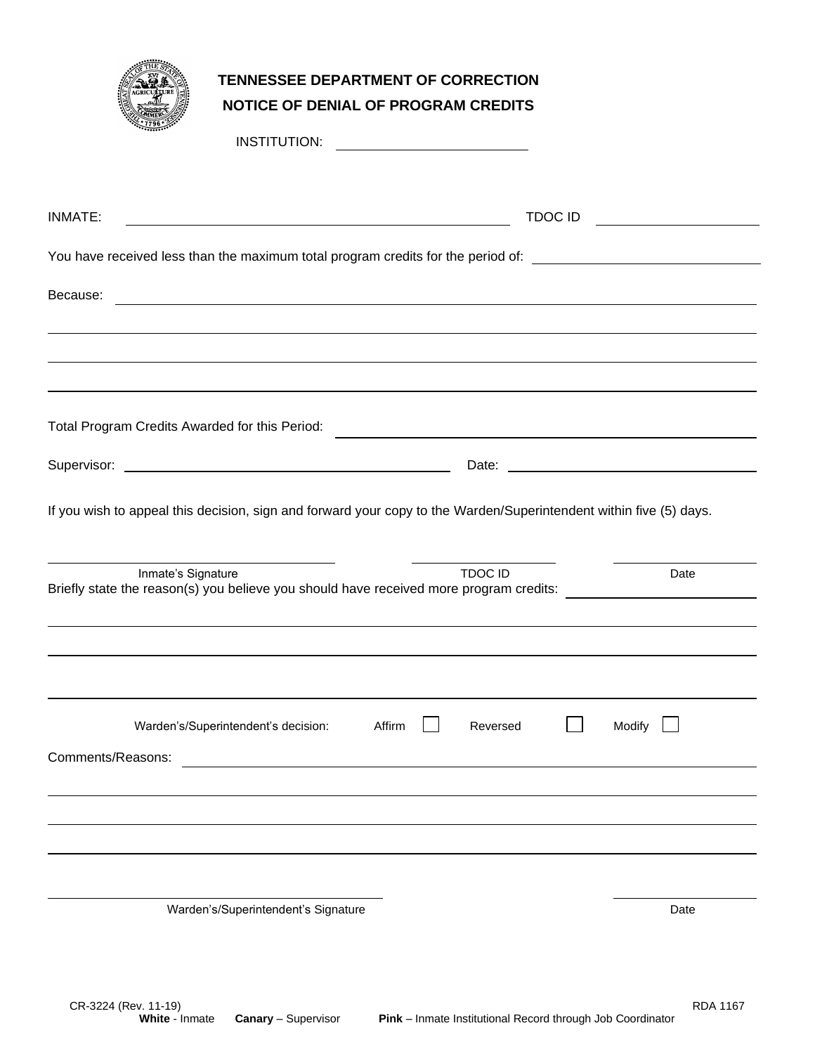# TENNESSEE DEPARTMENT OF CORRECTION

## NOTICE OF DENIAL OF PROGRAM CREDITS

INSTITUTION: ____________________

INMATE: ______________________________________ TDOC ID ________________

You have received less than the maximum total program credits for the period of: ____________________

Because: ______________________________________________________________

________________________________________________________________________

________________________________________________________________________

________________________________________________________________________

Total Program Credits Awarded for this Period: ______________________________

Supervisor: ______________________________ Date: ______________________

If you wish to appeal this decision, sign and forward your copy to the Warden/Superintendent within five (5) days.

______________________________ ________________ ________________
Inmate's Signature TDOC ID Date

Briefly state the reason(s) you believe you should have received more program credits: ________________

________________________________________________________________________

________________________________________________________________________

________________________________________________________________________

Warden's/Superintendent's decision: Affirm ☐ Reversed ☐ Modify ☐

Comments/Reasons: ______________________________________________________

________________________________________________________________________

________________________________________________________________________

________________________________________________________________________

______________________________ ________________
Warden's/Superintendent's Signature Date

CR-3224 (Rev. 11-19) RDA 1167

**White** - Inmate **Canary** – Supervisor **Pink** – Inmate Institutional Record through Job Coordinator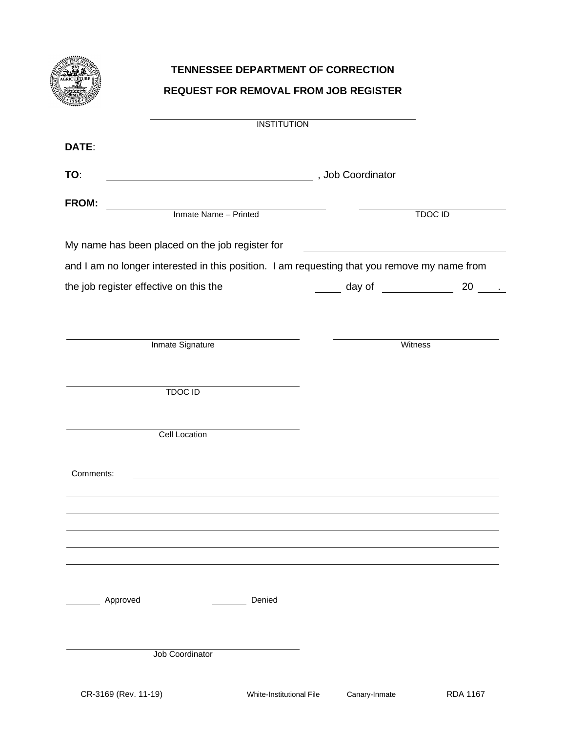**TENNESSEE DEPARTMENT OF CORRECTION**

**REQUEST FOR REMOVAL FROM JOB REGISTER**

\_\_\_\_\_\_\_\_\_\_\_\_\_\_\_\_\_\_\_\_\_\_\_\_\_\_\_\_\_\_\_\_\_\_\_\_\_\_\_\_
INSTITUTION

**DATE**: \_\_\_\_\_\_\_\_\_\_\_\_\_\_\_\_\_\_\_\_\_\_\_\_\_\_\_\_\_\_\_\_

**TO**: \_\_\_\_\_\_\_\_\_\_\_\_\_\_\_\_\_\_\_\_\_\_\_\_\_\_\_\_\_\_\_\_, Job Coordinator

**FROM:** \_\_\_\_\_\_\_\_\_\_\_\_\_\_\_\_\_\_\_\_\_\_\_\_\_\_\_\_\_\_\_\_ \_\_\_\_\_\_\_\_\_\_\_\_\_\_\_\_\_\_\_\_
Inmate Name – Printed TDOC ID

My name has been placed on the job register for \_\_\_\_\_\_\_\_\_\_\_\_\_\_\_\_\_\_\_\_\_\_\_\_\_\_\_\_\_\_

and I am no longer interested in this position. I am requesting that you remove my name from the job register effective on this the \_\_\_\_ day of \_\_\_\_\_\_\_\_\_\_ 20 \_\_\_.

\_\_\_\_\_\_\_\_\_\_\_\_\_\_\_\_\_\_\_\_\_\_\_\_\_\_\_\_\_\_\_\_ \_\_\_\_\_\_\_\_\_\_\_\_\_\_\_\_\_\_\_\_\_\_\_\_
Inmate Signature Witness

\_\_\_\_\_\_\_\_\_\_\_\_\_\_\_\_\_\_\_\_\_\_\_\_\_\_\_\_\_\_\_\_
TDOC ID

\_\_\_\_\_\_\_\_\_\_\_\_\_\_\_\_\_\_\_\_\_\_\_\_\_\_\_\_\_\_\_\_
Cell Location

Comments: \_\_\_\_\_\_\_\_\_\_\_\_\_\_\_\_\_\_\_\_\_\_\_\_\_\_\_\_\_\_\_\_\_\_\_\_\_\_\_\_\_\_\_\_\_\_\_\_\_\_\_\_

\_\_\_\_\_\_\_\_\_\_\_\_\_\_\_\_\_\_\_\_\_\_\_\_\_\_\_\_\_\_\_\_\_\_\_\_\_\_\_\_\_\_\_\_\_\_\_\_\_\_\_\_\_\_\_\_\_\_\_\_\_\_

\_\_\_\_\_\_\_\_\_\_\_\_\_\_\_\_\_\_\_\_\_\_\_\_\_\_\_\_\_\_\_\_\_\_\_\_\_\_\_\_\_\_\_\_\_\_\_\_\_\_\_\_\_\_\_\_\_\_\_\_\_\_

\_\_\_\_\_\_\_\_\_\_\_\_\_\_\_\_\_\_\_\_\_\_\_\_\_\_\_\_\_\_\_\_\_\_\_\_\_\_\_\_\_\_\_\_\_\_\_\_\_\_\_\_\_\_\_\_\_\_\_\_\_\_

\_\_\_\_\_\_\_\_\_\_\_\_\_\_\_\_\_\_\_\_\_\_\_\_\_\_\_\_\_\_\_\_\_\_\_\_\_\_\_\_\_\_\_\_\_\_\_\_\_\_\_\_\_\_\_\_\_\_\_\_\_\_

\_\_\_\_\_\_\_\_\_\_\_\_\_\_\_\_\_\_\_\_\_\_\_\_\_\_\_\_\_\_\_\_\_\_\_\_\_\_\_\_\_\_\_\_\_\_\_\_\_\_\_\_\_\_\_\_\_\_\_\_\_\_

\_\_\_\_\_ Approved \_\_\_\_\_ Denied

\_\_\_\_\_\_\_\_\_\_\_\_\_\_\_\_\_\_\_\_\_\_\_\_\_\_\_\_\_\_\_\_
Job Coordinator

CR-3169 (Rev. 11-19) White-Institutional File Canary-Inmate RDA 1167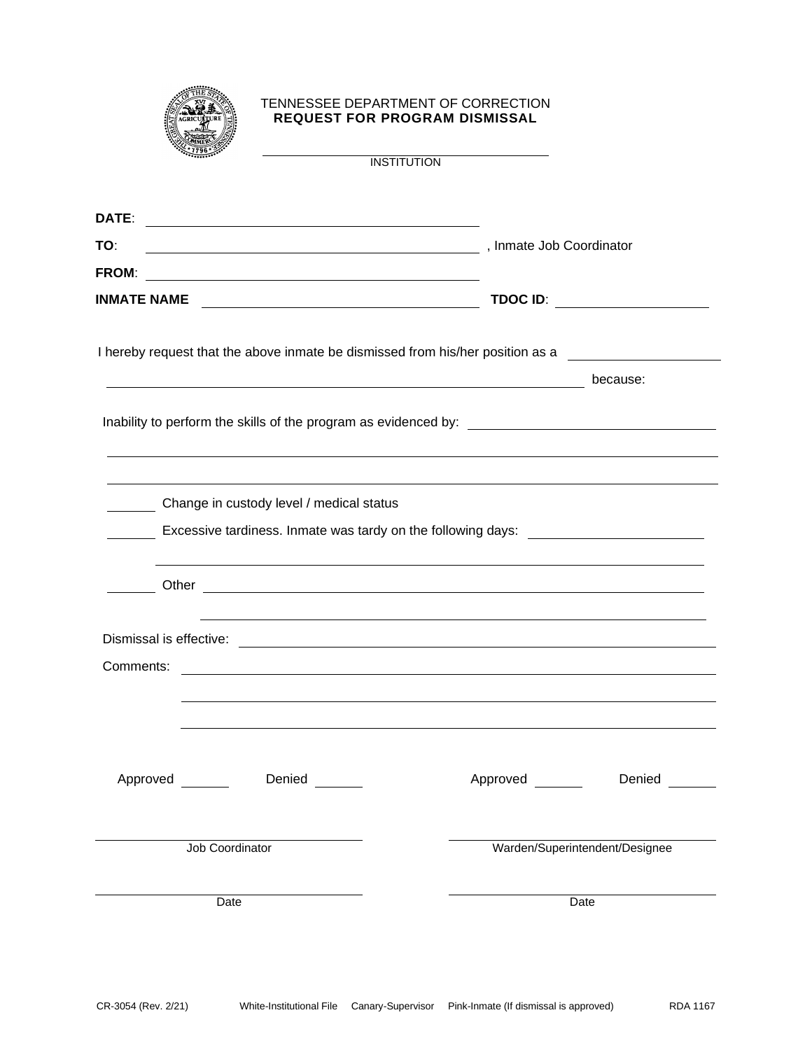TENNESSEE DEPARTMENT OF CORRECTION
**REQUEST FOR PROGRAM DISMISSAL**

\_\_\_\_\_\_\_\_\_\_\_\_\_\_\_\_\_\_\_\_\_\_\_\_\_\_\_\_\_\_\_\_\_\_\_\_\_\_
INSTITUTION

**DATE**: \_\_\_\_\_\_\_\_\_\_\_\_\_\_\_\_\_\_\_\_\_\_\_\_\_\_\_\_\_\_\_\_\_\_\_\_\_\_\_\_\_\_\_\_

**TO**: \_\_\_\_\_\_\_\_\_\_\_\_\_\_\_\_\_\_\_\_\_\_\_\_\_\_\_\_\_\_\_\_\_\_\_\_\_\_\_\_\_\_\_\_, Inmate Job Coordinator

**FROM**: \_\_\_\_\_\_\_\_\_\_\_\_\_\_\_\_\_\_\_\_\_\_\_\_\_\_\_\_\_\_\_\_\_\_\_\_\_\_\_\_\_\_\_\_

**INMATE NAME** \_\_\_\_\_\_\_\_\_\_\_\_\_\_\_\_\_\_\_\_\_\_\_\_\_\_\_\_\_\_\_\_\_\_\_\_ **TDOC ID**: \_\_\_\_\_\_\_\_\_\_\_\_\_\_\_\_\_\_\_\_

I hereby request that the above inmate be dismissed from his/her position as a \_\_\_\_\_\_\_\_\_\_\_\_\_\_\_\_\_\_\_\_

\_\_\_\_\_\_\_\_\_\_\_\_\_\_\_\_\_\_\_\_\_\_\_\_\_\_\_\_\_\_\_\_\_\_\_\_\_\_\_\_\_\_\_\_\_\_\_\_\_\_\_\_\_\_\_\_\_\_\_\_\_\_ because:

Inability to perform the skills of the program as evidenced by: \_\_\_\_\_\_\_\_\_\_\_\_\_\_\_\_\_\_\_\_\_\_\_\_\_\_\_\_\_\_\_\_

\_\_\_\_\_\_\_\_\_\_\_\_\_\_\_\_\_\_\_\_\_\_\_\_\_\_\_\_\_\_\_\_\_\_\_\_\_\_\_\_\_\_\_\_\_\_\_\_\_\_\_\_\_\_\_\_\_\_\_\_\_\_\_\_\_\_\_\_\_\_\_\_\_\_\_\_\_\_\_\_

\_\_\_\_\_\_\_\_\_\_\_\_\_\_\_\_\_\_\_\_\_\_\_\_\_\_\_\_\_\_\_\_\_\_\_\_\_\_\_\_\_\_\_\_\_\_\_\_\_\_\_\_\_\_\_\_\_\_\_\_\_\_\_\_\_\_\_\_\_\_\_\_\_\_\_\_\_\_\_\_

\_\_\_\_\_\_ Change in custody level / medical status

\_\_\_\_\_\_ Excessive tardiness. Inmate was tardy on the following days: \_\_\_\_\_\_\_\_\_\_\_\_\_\_\_\_\_\_\_\_\_\_

\_\_\_\_\_\_\_\_\_\_\_\_\_\_\_\_\_\_\_\_\_\_\_\_\_\_\_\_\_\_\_\_\_\_\_\_\_\_\_\_\_\_\_\_\_\_\_\_\_\_\_\_\_\_\_\_\_\_\_\_\_\_\_\_\_\_\_\_\_\_\_\_\_\_

\_\_\_\_\_\_ Other \_\_\_\_\_\_\_\_\_\_\_\_\_\_\_\_\_\_\_\_\_\_\_\_\_\_\_\_\_\_\_\_\_\_\_\_\_\_\_\_\_\_\_\_\_\_\_\_\_\_\_\_\_\_\_\_\_\_\_\_\_\_\_\_\_\_

\_\_\_\_\_\_\_\_\_\_\_\_\_\_\_\_\_\_\_\_\_\_\_\_\_\_\_\_\_\_\_\_\_\_\_\_\_\_\_\_\_\_\_\_\_\_\_\_\_\_\_\_\_\_\_\_\_\_\_\_\_\_\_\_\_\_\_\_\_\_\_

Dismissal is effective: \_\_\_\_\_\_\_\_\_\_\_\_\_\_\_\_\_\_\_\_\_\_\_\_\_\_\_\_\_\_\_\_\_\_\_\_\_\_\_\_\_\_\_\_\_\_\_\_\_\_\_\_\_\_\_\_\_\_\_\_\_

Comments: \_\_\_\_\_\_\_\_\_\_\_\_\_\_\_\_\_\_\_\_\_\_\_\_\_\_\_\_\_\_\_\_\_\_\_\_\_\_\_\_\_\_\_\_\_\_\_\_\_\_\_\_\_\_\_\_\_\_\_\_\_\_\_\_\_\_\_

\_\_\_\_\_\_\_\_\_\_\_\_\_\_\_\_\_\_\_\_\_\_\_\_\_\_\_\_\_\_\_\_\_\_\_\_\_\_\_\_\_\_\_\_\_\_\_\_\_\_\_\_\_\_\_\_\_\_\_\_\_\_\_\_\_\_\_\_\_\_\_\_

\_\_\_\_\_\_\_\_\_\_\_\_\_\_\_\_\_\_\_\_\_\_\_\_\_\_\_\_\_\_\_\_\_\_\_\_\_\_\_\_\_\_\_\_\_\_\_\_\_\_\_\_\_\_\_\_\_\_\_\_\_\_\_\_\_\_\_\_\_\_\_\_

Approved \_\_\_\_\_\_ Denied \_\_\_\_\_\_ Approved \_\_\_\_\_\_ Denied \_\_\_\_\_\_

| | |
|---|---|
| \_\_\_\_\_\_\_\_\_\_\_\_\_\_\_\_\_\_\_\_\_\_\_\_\_\_\_\_\_\_ | \_\_\_\_\_\_\_\_\_\_\_\_\_\_\_\_\_\_\_\_\_\_\_\_\_\_\_\_\_\_ |
| Job Coordinator | Warden/Superintendent/Designee |
| \_\_\_\_\_\_\_\_\_\_\_\_\_\_\_\_\_\_\_\_\_\_\_\_\_\_\_\_\_\_ | \_\_\_\_\_\_\_\_\_\_\_\_\_\_\_\_\_\_\_\_\_\_\_\_\_\_\_\_\_\_ |
| Date | Date |

CR-3054 (Rev. 2/21) White-Institutional File Canary-Supervisor Pink-Inmate (If dismissal is approved) RDA 1167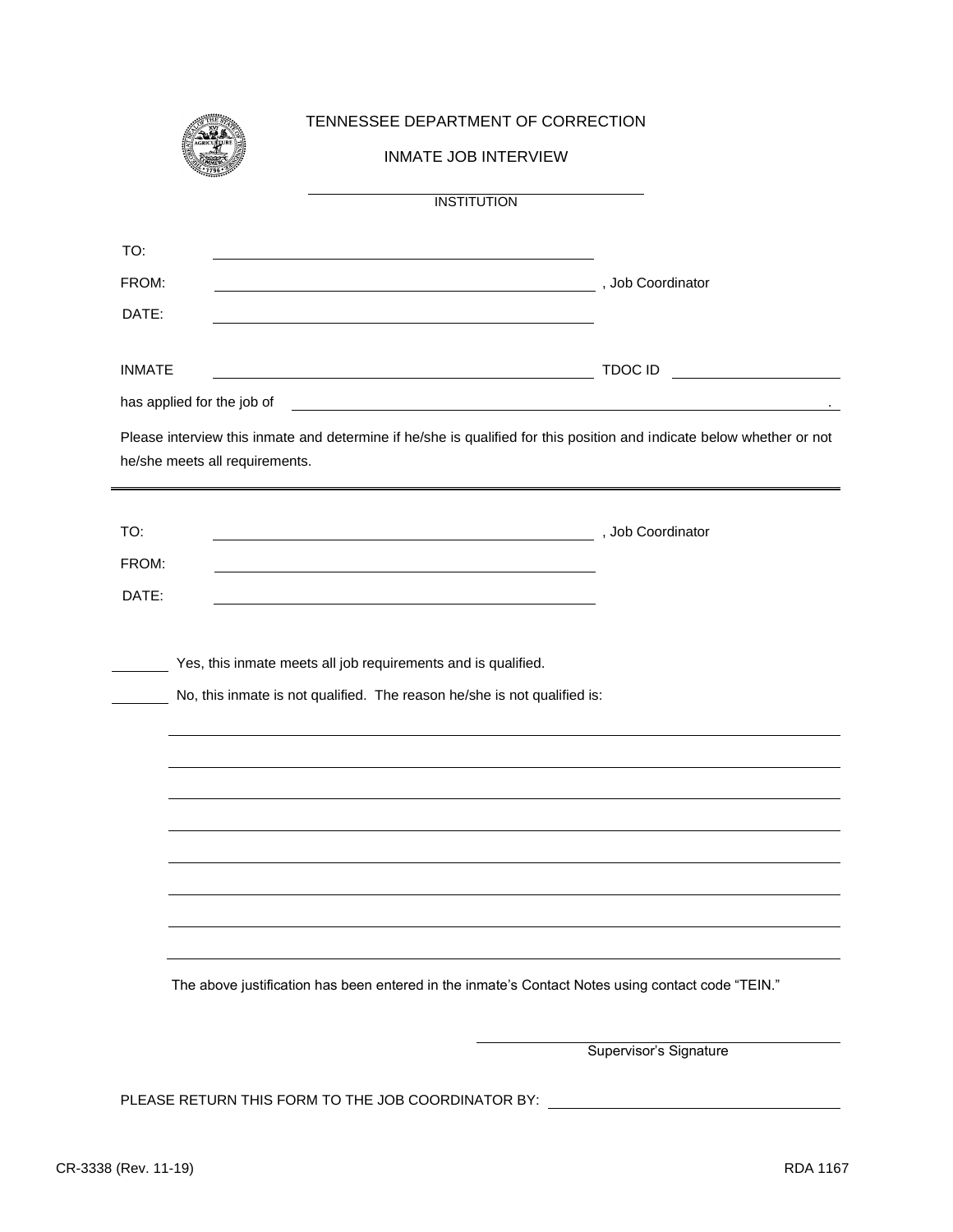TENNESSEE DEPARTMENT OF CORRECTION

INMATE JOB INTERVIEW

\_\_\_\_\_\_\_\_\_\_\_\_\_\_\_\_\_\_\_\_\_\_\_\_\_\_\_\_\_\_

INSTITUTION

TO: \_\_\_\_\_\_\_\_\_\_\_\_\_\_\_\_\_\_\_\_\_\_\_\_\_\_\_\_\_\_

FROM: \_\_\_\_\_\_\_\_\_\_\_\_\_\_\_\_\_\_\_\_\_\_\_\_\_\_\_\_\_\_, Job Coordinator

DATE: \_\_\_\_\_\_\_\_\_\_\_\_\_\_\_\_\_\_\_\_\_\_\_\_\_\_\_\_\_\_

INMATE \_\_\_\_\_\_\_\_\_\_\_\_\_\_\_\_\_\_\_\_\_\_\_\_\_\_\_\_\_\_ TDOC ID \_\_\_\_\_\_\_\_\_\_\_\_\_\_\_

has applied for the job of \_\_\_\_\_\_\_\_\_\_\_\_\_\_\_\_\_\_\_\_\_\_\_\_\_\_\_\_\_\_\_\_\_\_\_\_\_\_\_\_.

Please interview this inmate and determine if he/she is qualified for this position and indicate below whether or not he/she meets all requirements.

---

TO: \_\_\_\_\_\_\_\_\_\_\_\_\_\_\_\_\_\_\_\_\_\_\_\_\_\_\_\_\_\_, Job Coordinator

FROM: \_\_\_\_\_\_\_\_\_\_\_\_\_\_\_\_\_\_\_\_\_\_\_\_\_\_\_\_\_\_

DATE: \_\_\_\_\_\_\_\_\_\_\_\_\_\_\_\_\_\_\_\_\_\_\_\_\_\_\_\_\_\_

\_\_\_\_\_\_\_ Yes, this inmate meets all job requirements and is qualified.

\_\_\_\_\_\_\_ No, this inmate is not qualified. The reason he/she is not qualified is:

\_\_\_\_\_\_\_\_\_\_\_\_\_\_\_\_\_\_\_\_\_\_\_\_\_\_\_\_\_\_\_\_\_\_\_\_\_\_\_\_\_\_\_\_\_\_\_\_\_\_\_\_\_\_\_\_\_\_\_\_

\_\_\_\_\_\_\_\_\_\_\_\_\_\_\_\_\_\_\_\_\_\_\_\_\_\_\_\_\_\_\_\_\_\_\_\_\_\_\_\_\_\_\_\_\_\_\_\_\_\_\_\_\_\_\_\_\_\_\_\_

\_\_\_\_\_\_\_\_\_\_\_\_\_\_\_\_\_\_\_\_\_\_\_\_\_\_\_\_\_\_\_\_\_\_\_\_\_\_\_\_\_\_\_\_\_\_\_\_\_\_\_\_\_\_\_\_\_\_\_\_

\_\_\_\_\_\_\_\_\_\_\_\_\_\_\_\_\_\_\_\_\_\_\_\_\_\_\_\_\_\_\_\_\_\_\_\_\_\_\_\_\_\_\_\_\_\_\_\_\_\_\_\_\_\_\_\_\_\_\_\_

\_\_\_\_\_\_\_\_\_\_\_\_\_\_\_\_\_\_\_\_\_\_\_\_\_\_\_\_\_\_\_\_\_\_\_\_\_\_\_\_\_\_\_\_\_\_\_\_\_\_\_\_\_\_\_\_\_\_\_\_

\_\_\_\_\_\_\_\_\_\_\_\_\_\_\_\_\_\_\_\_\_\_\_\_\_\_\_\_\_\_\_\_\_\_\_\_\_\_\_\_\_\_\_\_\_\_\_\_\_\_\_\_\_\_\_\_\_\_\_\_

\_\_\_\_\_\_\_\_\_\_\_\_\_\_\_\_\_\_\_\_\_\_\_\_\_\_\_\_\_\_\_\_\_\_\_\_\_\_\_\_\_\_\_\_\_\_\_\_\_\_\_\_\_\_\_\_\_\_\_\_

\_\_\_\_\_\_\_\_\_\_\_\_\_\_\_\_\_\_\_\_\_\_\_\_\_\_\_\_\_\_\_\_\_\_\_\_\_\_\_\_\_\_\_\_\_\_\_\_\_\_\_\_\_\_\_\_\_\_\_\_

The above justification has been entered in the inmate's Contact Notes using contact code "TEIN."

\_\_\_\_\_\_\_\_\_\_\_\_\_\_\_\_\_\_\_\_\_\_\_\_\_\_\_\_\_\_

Supervisor's Signature

PLEASE RETURN THIS FORM TO THE JOB COORDINATOR BY: \_\_\_\_\_\_\_\_\_\_\_\_\_\_\_\_\_\_\_\_\_\_\_\_

CR-3338 (Rev. 11-19) RDA 1167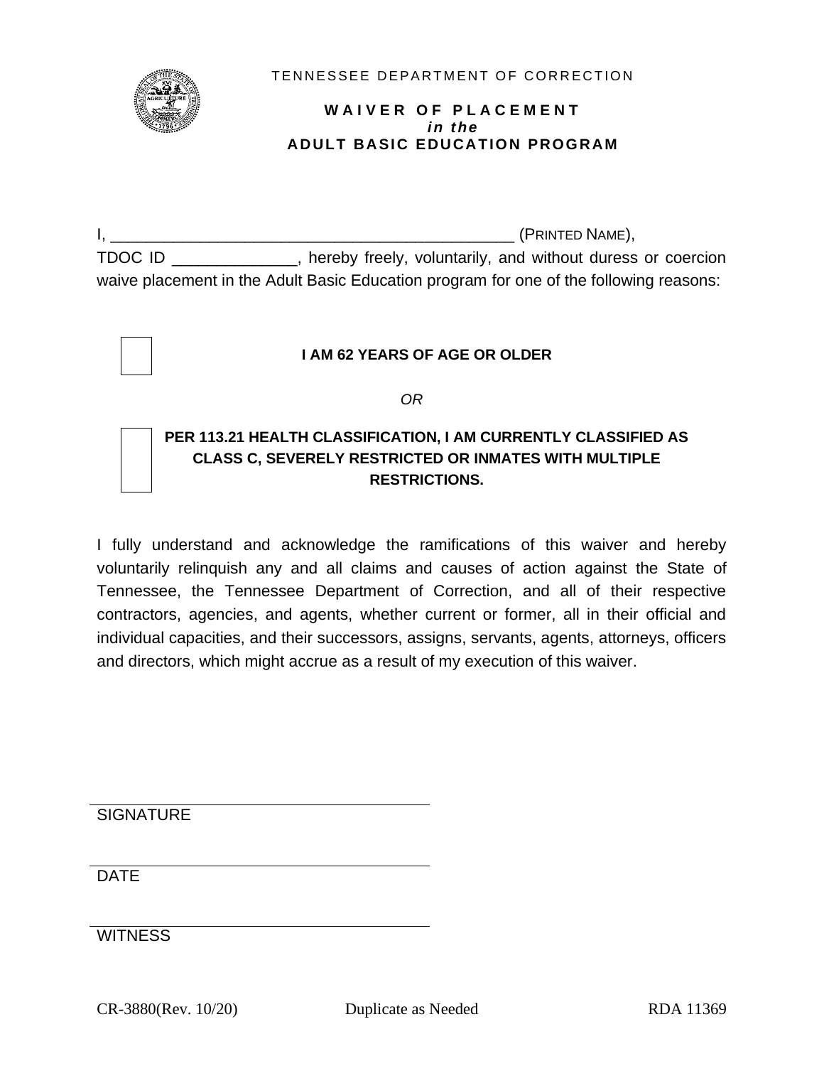TENNESSEE DEPARTMENT OF CORRECTION

# WAIVER OF PLACEMENT *in the* ADULT BASIC EDUCATION PROGRAM

I, _______________________________________________ (PRINTED NAME),
TDOC ID ______________, hereby freely, voluntarily, and without duress or coercion waive placement in the Adult Basic Education program for one of the following reasons:

☐ **I AM 62 YEARS OF AGE OR OLDER**

*OR*

☐ **PER 113.21 HEALTH CLASSIFICATION, I AM CURRENTLY CLASSIFIED AS CLASS C, SEVERELY RESTRICTED OR INMATES WITH MULTIPLE RESTRICTIONS.**

I fully understand and acknowledge the ramifications of this waiver and hereby voluntarily relinquish any and all claims and causes of action against the State of Tennessee, the Tennessee Department of Correction, and all of their respective contractors, agencies, and agents, whether current or former, all in their official and individual capacities, and their successors, assigns, servants, agents, attorneys, officers and directors, which might accrue as a result of my execution of this waiver.

_______________________________________
SIGNATURE

_______________________________________
DATE

_______________________________________
WITNESS

CR-3880(Rev. 10/20) Duplicate as Needed RDA 11369